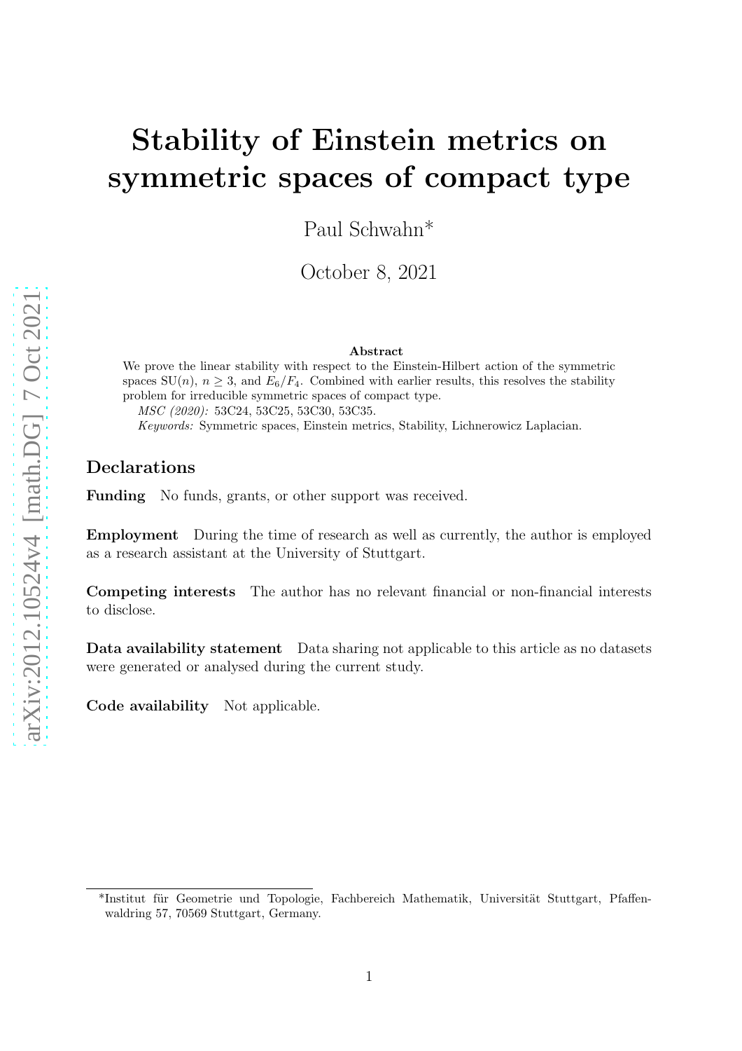# Stability of Einstein metrics on symmetric spaces of compact type

Paul Schwahn*

October 8, 2021

**Abstract**

We prove the linear stability with respect to the Einstein-Hilbert action of the symmetric spaces $\mathrm{SU}(n)$, $n \geq 3$, and $E_6/F_4$. Combined with earlier results, this resolves the stability problem for irreducible symmetric spaces of compact type.

*MSC (2020):* 53C24, 53C25, 53C30, 53C35.

*Keywords:* Symmetric spaces, Einstein metrics, Stability, Lichnerowicz Laplacian.

## Declarations

**Funding** No funds, grants, or other support was received.

**Employment** During the time of research as well as currently, the author is employed as a research assistant at the University of Stuttgart.

**Competing interests** The author has no relevant financial or non-financial interests to disclose.

**Data availability statement** Data sharing not applicable to this article as no datasets were generated or analysed during the current study.

**Code availability** Not applicable.

*Institut für Geometrie und Topologie, Fachbereich Mathematik, Universität Stuttgart, Pfaffenwaldring 57, 70569 Stuttgart, Germany.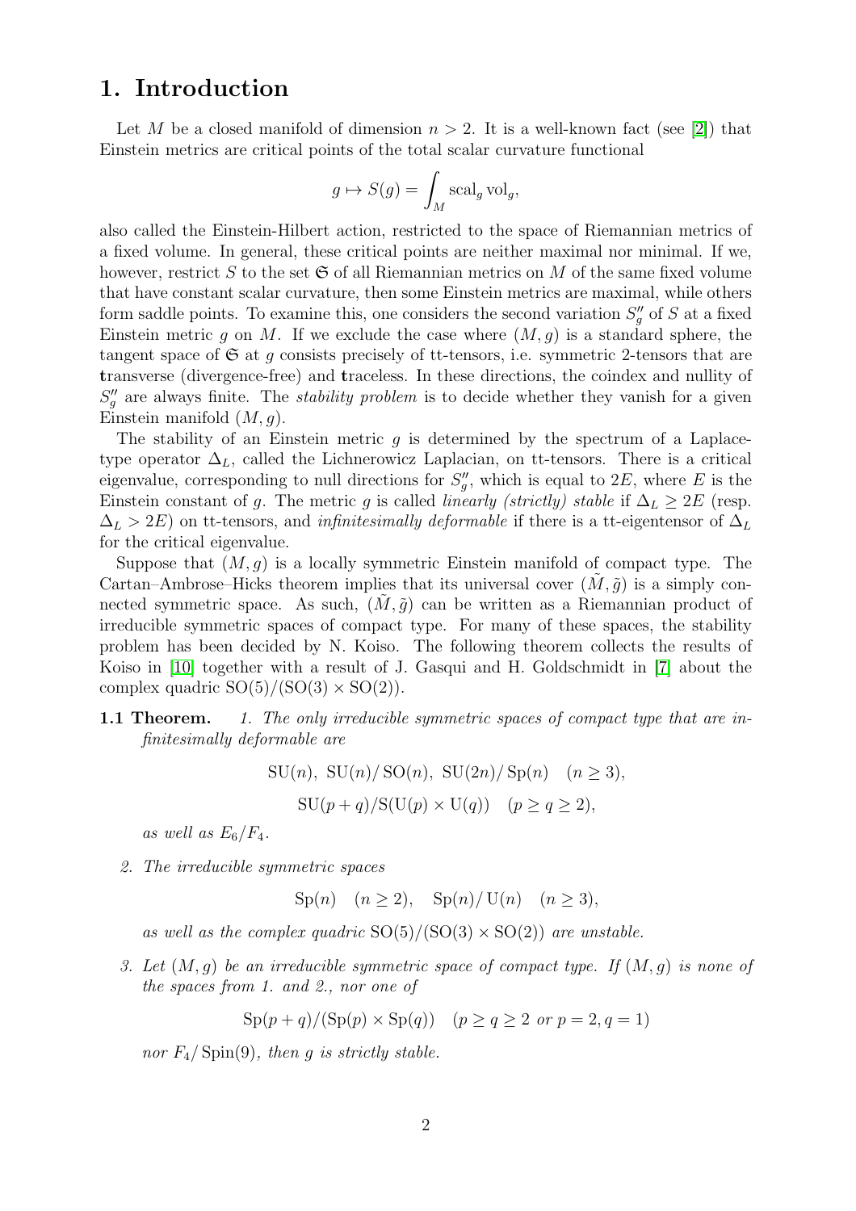# 1. Introduction

Let $M$ be a closed manifold of dimension $n > 2$. It is a well-known fact (see [2]) that Einstein metrics are critical points of the total scalar curvature functional

$$g \mapsto S(g) = \int_M \mathrm{scal}_g \, \mathrm{vol}_g,$$

also called the Einstein-Hilbert action, restricted to the space of Riemannian metrics of a fixed volume. In general, these critical points are neither maximal nor minimal. If we, however, restrict $S$ to the set $\mathfrak{S}$ of all Riemannian metrics on $M$ of the same fixed volume that have constant scalar curvature, then some Einstein metrics are maximal, while others form saddle points. To examine this, one considers the second variation $S''_g$ of $S$ at a fixed Einstein metric $g$ on $M$. If we exclude the case where $(M, g)$ is a standard sphere, the tangent space of $\mathfrak{S}$ at $g$ consists precisely of tt-tensors, i.e. symmetric 2-tensors that are **t**ransverse (divergence-free) and **t**raceless. In these directions, the coindex and nullity of $S''_g$ are always finite. The *stability problem* is to decide whether they vanish for a given Einstein manifold $(M, g)$.

The stability of an Einstein metric $g$ is determined by the spectrum of a Laplace-type operator $\Delta_L$, called the Lichnerowicz Laplacian, on tt-tensors. There is a critical eigenvalue, corresponding to null directions for $S''_g$, which is equal to $2E$, where $E$ is the Einstein constant of $g$. The metric $g$ is called *linearly (strictly) stable* if $\Delta_L \geq 2E$ (resp. $\Delta_L > 2E$) on tt-tensors, and *infinitesimally deformable* if there is a tt-eigentensor of $\Delta_L$ for the critical eigenvalue.

Suppose that $(M, g)$ is a locally symmetric Einstein manifold of compact type. The Cartan–Ambrose–Hicks theorem implies that its universal cover $(\tilde{M}, \tilde{g})$ is a simply connected symmetric space. As such, $(\tilde{M}, \tilde{g})$ can be written as a Riemannian product of irreducible symmetric spaces of compact type. For many of these spaces, the stability problem has been decided by N. Koiso. The following theorem collects the results of Koiso in [10] together with a result of J. Gasqui and H. Goldschmidt in [7] about the complex quadric $\mathrm{SO}(5)/(\mathrm{SO}(3) \times \mathrm{SO}(2))$.

**1.1 Theorem.** *1. The only irreducible symmetric spaces of compact type that are infinitesimally deformable are*

$$\mathrm{SU}(n),\ \mathrm{SU}(n)/\mathrm{SO}(n),\ \mathrm{SU}(2n)/\mathrm{Sp}(n) \quad (n \geq 3),$$

$$\mathrm{SU}(p+q)/\mathrm{S}(\mathrm{U}(p) \times \mathrm{U}(q)) \quad (p \geq q \geq 2),$$

*as well as $E_6/F_4$.*

*2. The irreducible symmetric spaces*

$$\mathrm{Sp}(n) \quad (n \geq 2), \quad \mathrm{Sp}(n)/\mathrm{U}(n) \quad (n \geq 3),$$

*as well as the complex quadric $\mathrm{SO}(5)/(\mathrm{SO}(3) \times \mathrm{SO}(2))$ are unstable.*

*3. Let $(M, g)$ be an irreducible symmetric space of compact type. If $(M, g)$ is none of the spaces from 1. and 2., nor one of*

$$\mathrm{Sp}(p+q)/(\mathrm{Sp}(p) \times \mathrm{Sp}(q)) \quad (p \geq q \geq 2 \text{ or } p = 2, q = 1)$$

*nor $F_4/\mathrm{Spin}(9)$, then $g$ is strictly stable.*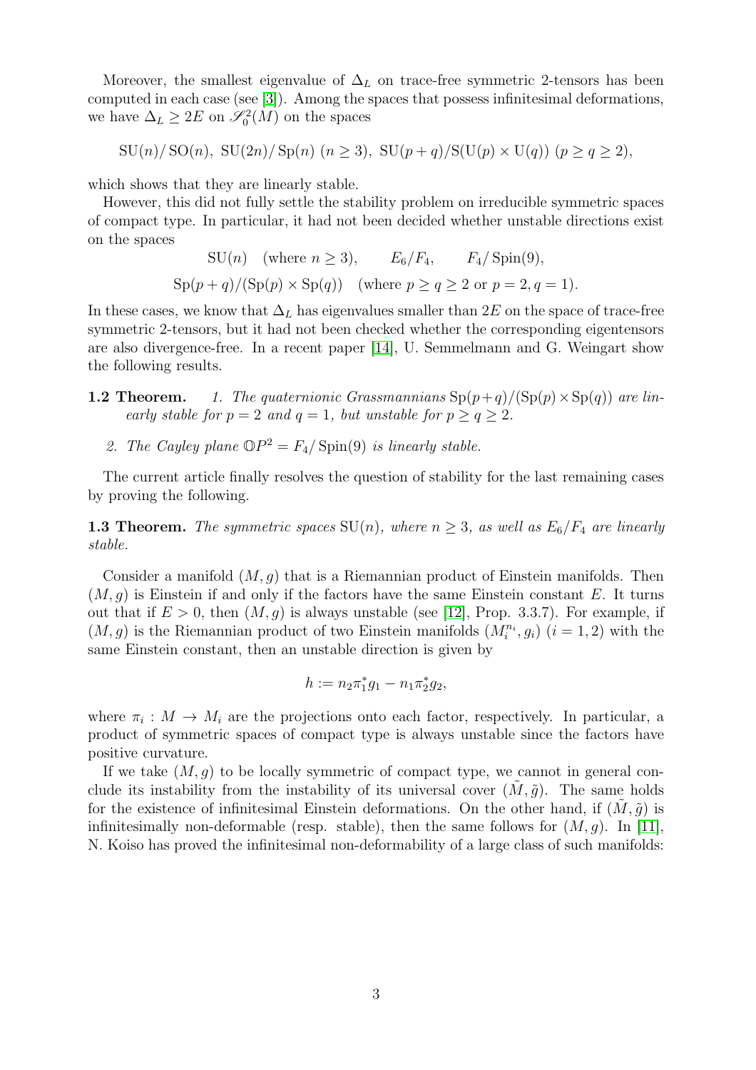Moreover, the smallest eigenvalue of $\Delta_L$ on trace-free symmetric 2-tensors has been computed in each case (see [3]). Among the spaces that possess infinitesimal deformations, we have $\Delta_L \geq 2E$ on $\mathscr{S}^2_0(M)$ on the spaces

$$\mathrm{SU}(n)/\mathrm{SO}(n),\ \mathrm{SU}(2n)/\mathrm{Sp}(n)\ (n \geq 3),\ \mathrm{SU}(p+q)/\mathrm{S}(\mathrm{U}(p)\times \mathrm{U}(q))\ (p \geq q \geq 2),$$

which shows that they are linearly stable.

However, this did not fully settle the stability problem on irreducible symmetric spaces of compact type. In particular, it had not been decided whether unstable directions exist on the spaces

$$\mathrm{SU}(n) \quad (\text{where } n \geq 3), \qquad E_6/F_4, \qquad F_4/\mathrm{Spin}(9),$$
$$\mathrm{Sp}(p+q)/(\mathrm{Sp}(p)\times \mathrm{Sp}(q)) \quad (\text{where } p \geq q \geq 2 \text{ or } p=2, q=1).$$

In these cases, we know that $\Delta_L$ has eigenvalues smaller than $2E$ on the space of trace-free symmetric 2-tensors, but it had not been checked whether the corresponding eigentensors are also divergence-free. In a recent paper [14], U. Semmelmann and G. Weingart show the following results.

**1.2 Theorem.** *1. The quaternionic Grassmannians $\mathrm{Sp}(p+q)/(\mathrm{Sp}(p)\times\mathrm{Sp}(q))$ are linearly stable for $p=2$ and $q=1$, but unstable for $p \geq q \geq 2$.*

*2. The Cayley plane $\mathbb{O}P^2 = F_4/\mathrm{Spin}(9)$ is linearly stable.*

The current article finally resolves the question of stability for the last remaining cases by proving the following.

**1.3 Theorem.** *The symmetric spaces $\mathrm{SU}(n)$, where $n \geq 3$, as well as $E_6/F_4$ are linearly stable.*

Consider a manifold $(M, g)$ that is a Riemannian product of Einstein manifolds. Then $(M, g)$ is Einstein if and only if the factors have the same Einstein constant $E$. It turns out that if $E > 0$, then $(M, g)$ is always unstable (see [12], Prop. 3.3.7). For example, if $(M, g)$ is the Riemannian product of two Einstein manifolds $(M_i^{n_i}, g_i)$ $(i = 1, 2)$ with the same Einstein constant, then an unstable direction is given by

$$h := n_2 \pi_1^* g_1 - n_1 \pi_2^* g_2,$$

where $\pi_i : M \to M_i$ are the projections onto each factor, respectively. In particular, a product of symmetric spaces of compact type is always unstable since the factors have positive curvature.

If we take $(M, g)$ to be locally symmetric of compact type, we cannot in general conclude its instability from the instability of its universal cover $(\tilde{M}, \tilde{g})$. The same holds for the existence of infinitesimal Einstein deformations. On the other hand, if $(\tilde{M}, \tilde{g})$ is infinitesimally non-deformable (resp. stable), then the same follows for $(M, g)$. In [11], N. Koiso has proved the infinitesimal non-deformability of a large class of such manifolds: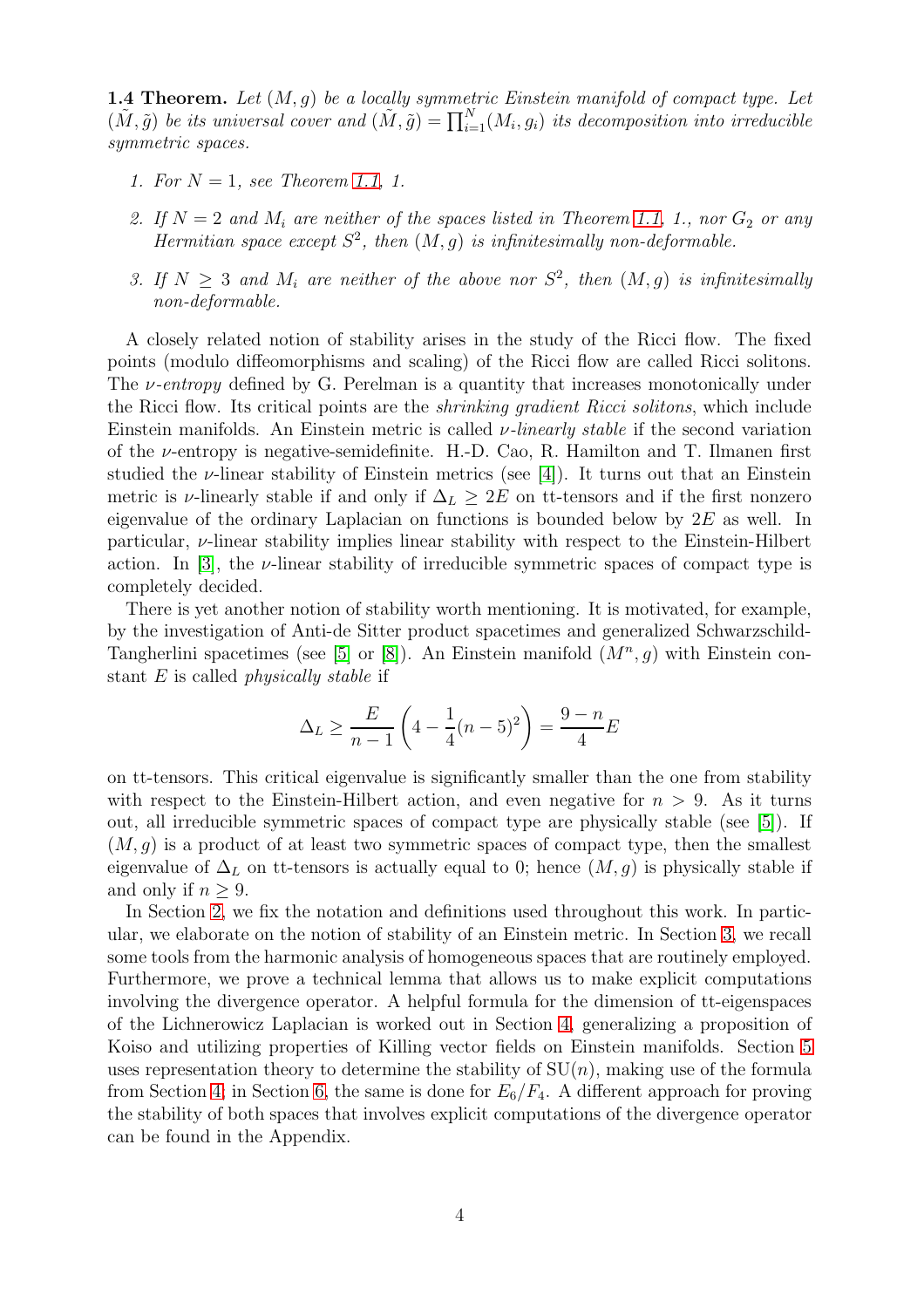**1.4 Theorem.** *Let $(M, g)$ be a locally symmetric Einstein manifold of compact type. Let $(\tilde{M}, \tilde{g})$ be its universal cover and $(\tilde{M}, \tilde{g}) = \prod_{i=1}^{N}(M_i, g_i)$ its decomposition into irreducible symmetric spaces.*

1. *For $N = 1$, see Theorem 1.1, 1.*
2. *If $N = 2$ and $M_i$ are neither of the spaces listed in Theorem 1.1, 1., nor $G_2$ or any Hermitian space except $S^2$, then $(M, g)$ is infinitesimally non-deformable.*
3. *If $N \geq 3$ and $M_i$ are neither of the above nor $S^2$, then $(M, g)$ is infinitesimally non-deformable.*

A closely related notion of stability arises in the study of the Ricci flow. The fixed points (modulo diffeomorphisms and scaling) of the Ricci flow are called Ricci solitons. The *$\nu$-entropy* defined by G. Perelman is a quantity that increases monotonically under the Ricci flow. Its critical points are the *shrinking gradient Ricci solitons*, which include Einstein manifolds. An Einstein metric is called *$\nu$-linearly stable* if the second variation of the $\nu$-entropy is negative-semidefinite. H.-D. Cao, R. Hamilton and T. Ilmanen first studied the $\nu$-linear stability of Einstein metrics (see [4]). It turns out that an Einstein metric is $\nu$-linearly stable if and only if $\Delta_L \geq 2E$ on tt-tensors and if the first nonzero eigenvalue of the ordinary Laplacian on functions is bounded below by $2E$ as well. In particular, $\nu$-linear stability implies linear stability with respect to the Einstein-Hilbert action. In [3], the $\nu$-linear stability of irreducible symmetric spaces of compact type is completely decided.

There is yet another notion of stability worth mentioning. It is motivated, for example, by the investigation of Anti-de Sitter product spacetimes and generalized Schwarzschild-Tangherlini spacetimes (see [5] or [8]). An Einstein manifold $(M^n, g)$ with Einstein constant $E$ is called *physically stable* if

$$\Delta_L \geq \frac{E}{n-1}\left(4 - \frac{1}{4}(n-5)^2\right) = \frac{9-n}{4}E$$

on tt-tensors. This critical eigenvalue is significantly smaller than the one from stability with respect to the Einstein-Hilbert action, and even negative for $n > 9$. As it turns out, all irreducible symmetric spaces of compact type are physically stable (see [5]). If $(M, g)$ is a product of at least two symmetric spaces of compact type, then the smallest eigenvalue of $\Delta_L$ on tt-tensors is actually equal to 0; hence $(M, g)$ is physically stable if and only if $n \geq 9$.

In Section 2, we fix the notation and definitions used throughout this work. In particular, we elaborate on the notion of stability of an Einstein metric. In Section 3, we recall some tools from the harmonic analysis of homogeneous spaces that are routinely employed. Furthermore, we prove a technical lemma that allows us to make explicit computations involving the divergence operator. A helpful formula for the dimension of tt-eigenspaces of the Lichnerowicz Laplacian is worked out in Section 4, generalizing a proposition of Koiso and utilizing properties of Killing vector fields on Einstein manifolds. Section 5 uses representation theory to determine the stability of $\mathrm{SU}(n)$, making use of the formula from Section 4; in Section 6, the same is done for $E_6/F_4$. A different approach for proving the stability of both spaces that involves explicit computations of the divergence operator can be found in the Appendix.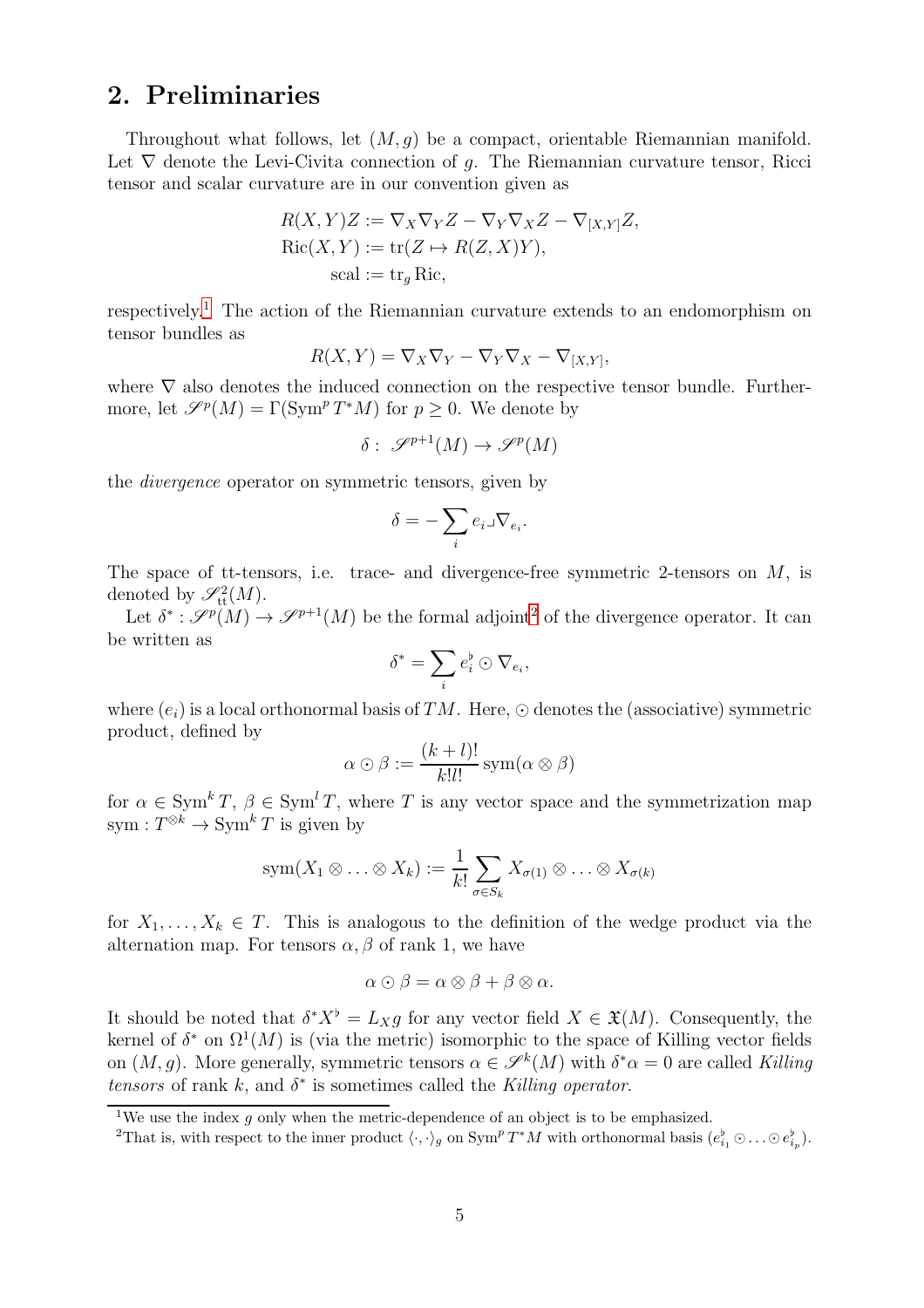## 2. Preliminaries

Throughout what follows, let $(M, g)$ be a compact, orientable Riemannian manifold. Let $\nabla$ denote the Levi-Civita connection of $g$. The Riemannian curvature tensor, Ricci tensor and scalar curvature are in our convention given as

$$
\begin{aligned}
R(X,Y)Z &:= \nabla_X \nabla_Y Z - \nabla_Y \nabla_X Z - \nabla_{[X,Y]} Z, \\
\operatorname{Ric}(X,Y) &:= \operatorname{tr}(Z \mapsto R(Z,X)Y), \\
\operatorname{scal} &:= \operatorname{tr}_g \operatorname{Ric},
\end{aligned}
$$

respectively.[1] The action of the Riemannian curvature extends to an endomorphism on tensor bundles as

$$
R(X,Y) = \nabla_X \nabla_Y - \nabla_Y \nabla_X - \nabla_{[X,Y]},
$$

where $\nabla$ also denotes the induced connection on the respective tensor bundle. Furthermore, let $\mathscr{S}^p(M) = \Gamma(\operatorname{Sym}^p T^*M)$ for $p \geq 0$. We denote by

$$
\delta : \mathscr{S}^{p+1}(M) \to \mathscr{S}^p(M)
$$

the *divergence* operator on symmetric tensors, given by

$$
\delta = -\sum_i e_i \lrcorner \nabla_{e_i}.
$$

The space of tt-tensors, i.e. trace- and divergence-free symmetric 2-tensors on $M$, is denoted by $\mathscr{S}^2_{\mathrm{tt}}(M)$.

Let $\delta^* : \mathscr{S}^p(M) \to \mathscr{S}^{p+1}(M)$ be the formal adjoint[2] of the divergence operator. It can be written as

$$
\delta^* = \sum_i e_i^\flat \odot \nabla_{e_i},
$$

where $(e_i)$ is a local orthonormal basis of $TM$. Here, $\odot$ denotes the (associative) symmetric product, defined by

$$
\alpha \odot \beta := \frac{(k+l)!}{k!l!} \operatorname{sym}(\alpha \otimes \beta)
$$

for $\alpha \in \operatorname{Sym}^k T$, $\beta \in \operatorname{Sym}^l T$, where $T$ is any vector space and the symmetrization map $\operatorname{sym} : T^{\otimes k} \to \operatorname{Sym}^k T$ is given by

$$
\operatorname{sym}(X_1 \otimes \ldots \otimes X_k) := \frac{1}{k!} \sum_{\sigma \in S_k} X_{\sigma(1)} \otimes \ldots \otimes X_{\sigma(k)}
$$

for $X_1, \ldots, X_k \in T$. This is analogous to the definition of the wedge product via the alternation map. For tensors $\alpha, \beta$ of rank 1, we have

$$
\alpha \odot \beta = \alpha \otimes \beta + \beta \otimes \alpha.
$$

It should be noted that $\delta^* X^\flat = L_X g$ for any vector field $X \in \mathfrak{X}(M)$. Consequently, the kernel of $\delta^*$ on $\Omega^1(M)$ is (via the metric) isomorphic to the space of Killing vector fields on $(M, g)$. More generally, symmetric tensors $\alpha \in \mathscr{S}^k(M)$ with $\delta^* \alpha = 0$ are called *Killing tensors* of rank $k$, and $\delta^*$ is sometimes called the *Killing operator*.

---

[1] We use the index $g$ only when the metric-dependence of an object is to be emphasized.

[2] That is, with respect to the inner product $\langle \cdot, \cdot \rangle_g$ on $\operatorname{Sym}^p T^*M$ with orthonormal basis $(e^\flat_{i_1} \odot \ldots \odot e^\flat_{i_p})$.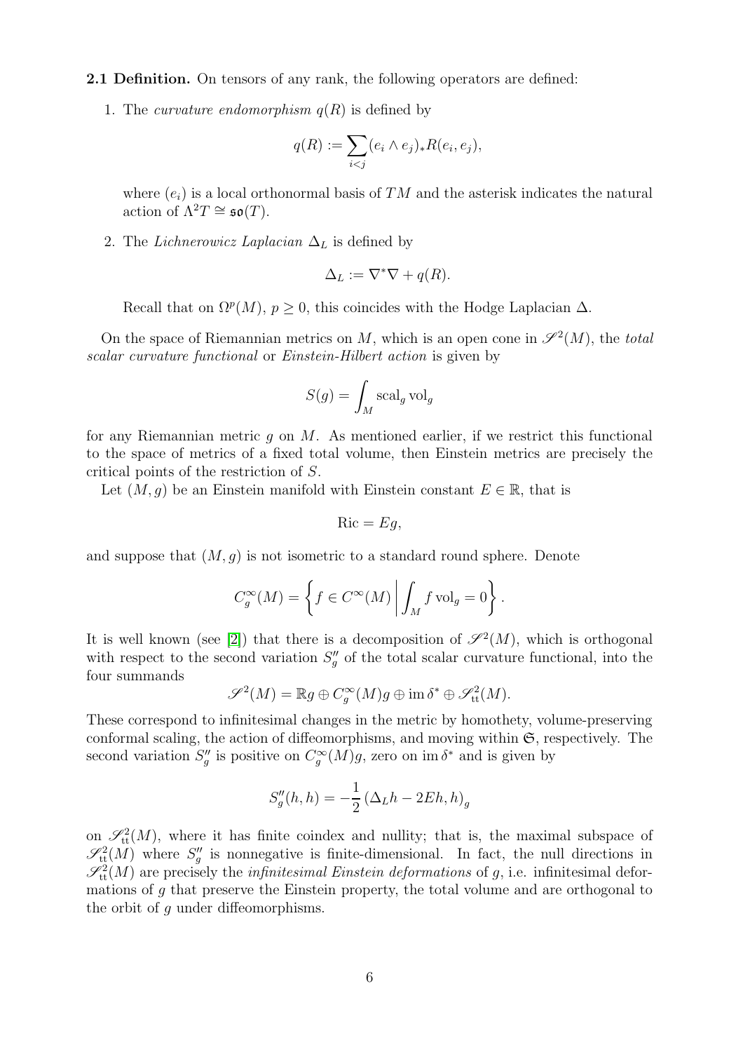**2.1 Definition.** On tensors of any rank, the following operators are defined:

1. The *curvature endomorphism* $q(R)$ is defined by

$$q(R) := \sum_{i<j} (e_i \wedge e_j)_* R(e_i, e_j),$$

where $(e_i)$ is a local orthonormal basis of $TM$ and the asterisk indicates the natural action of $\Lambda^2 T \cong \mathfrak{so}(T)$.

2. The *Lichnerowicz Laplacian* $\Delta_L$ is defined by

$$\Delta_L := \nabla^* \nabla + q(R).$$

Recall that on $\Omega^p(M)$, $p \geq 0$, this coincides with the Hodge Laplacian $\Delta$.

On the space of Riemannian metrics on $M$, which is an open cone in $\mathscr{S}^2(M)$, the *total scalar curvature functional* or *Einstein-Hilbert action* is given by

$$S(g) = \int_M \operatorname{scal}_g \operatorname{vol}_g$$

for any Riemannian metric $g$ on $M$. As mentioned earlier, if we restrict this functional to the space of metrics of a fixed total volume, then Einstein metrics are precisely the critical points of the restriction of $S$.

Let $(M, g)$ be an Einstein manifold with Einstein constant $E \in \mathbb{R}$, that is

$$\operatorname{Ric} = Eg,$$

and suppose that $(M, g)$ is not isometric to a standard round sphere. Denote

$$C_g^\infty(M) = \left\{ f \in C^\infty(M) \,\middle|\, \int_M f \operatorname{vol}_g = 0 \right\}.$$

It is well known (see [2]) that there is a decomposition of $\mathscr{S}^2(M)$, which is orthogonal with respect to the second variation $S_g''$ of the total scalar curvature functional, into the four summands

$$\mathscr{S}^2(M) = \mathbb{R}g \oplus C_g^\infty(M)g \oplus \operatorname{im} \delta^* \oplus \mathscr{S}^2_{\mathrm{tt}}(M).$$

These correspond to infinitesimal changes in the metric by homothety, volume-preserving conformal scaling, the action of diffeomorphisms, and moving within $\mathfrak{S}$, respectively. The second variation $S_g''$ is positive on $C_g^\infty(M)g$, zero on $\operatorname{im} \delta^*$ and is given by

$$S_g''(h, h) = -\frac{1}{2} \left( \Delta_L h - 2Eh, h \right)_g$$

on $\mathscr{S}^2_{\mathrm{tt}}(M)$, where it has finite coindex and nullity; that is, the maximal subspace of $\mathscr{S}^2_{\mathrm{tt}}(M)$ where $S_g''$ is nonnegative is finite-dimensional. In fact, the null directions in $\mathscr{S}^2_{\mathrm{tt}}(M)$ are precisely the *infinitesimal Einstein deformations* of $g$, i.e. infinitesimal deformations of $g$ that preserve the Einstein property, the total volume and are orthogonal to the orbit of $g$ under diffeomorphisms.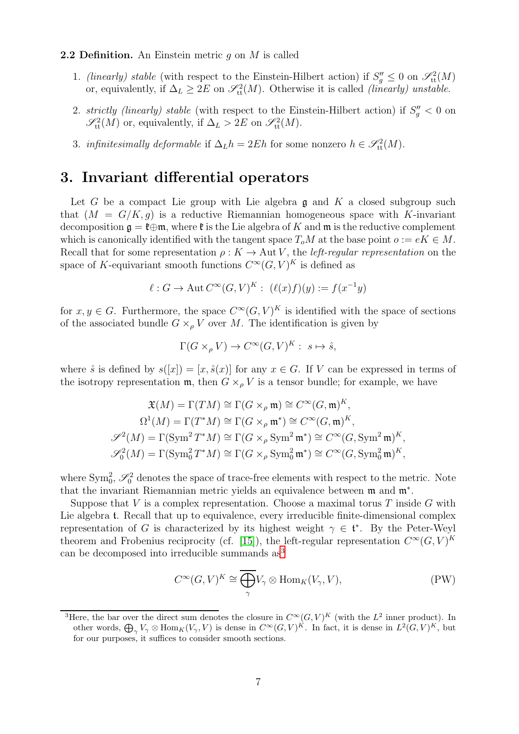**2.2 Definition.** An Einstein metric $g$ on $M$ is called

1. *(linearly) stable* (with respect to the Einstein-Hilbert action) if $S_g'' \leq 0$ on $\mathscr{S}^2_{\mathrm{tt}}(M)$ or, equivalently, if $\Delta_L \geq 2E$ on $\mathscr{S}^2_{\mathrm{tt}}(M)$. Otherwise it is called *(linearly) unstable*.
2. *strictly (linearly) stable* (with respect to the Einstein-Hilbert action) if $S_g'' < 0$ on $\mathscr{S}^2_{\mathrm{tt}}(M)$ or, equivalently, if $\Delta_L > 2E$ on $\mathscr{S}^2_{\mathrm{tt}}(M)$.
3. *infinitesimally deformable* if $\Delta_L h = 2Eh$ for some nonzero $h \in \mathscr{S}^2_{\mathrm{tt}}(M)$.

# 3. Invariant differential operators

Let $G$ be a compact Lie group with Lie algebra $\mathfrak{g}$ and $K$ a closed subgroup such that $(M = G/K, g)$ is a reductive Riemannian homogeneous space with $K$-invariant decomposition $\mathfrak{g} = \mathfrak{k} \oplus \mathfrak{m}$, where $\mathfrak{k}$ is the Lie algebra of $K$ and $\mathfrak{m}$ is the reductive complement which is canonically identified with the tangent space $T_o M$ at the base point $o := eK \in M$. Recall that for some representation $\rho : K \to \operatorname{Aut} V$, the *left-regular representation* on the space of $K$-equivariant smooth functions $C^\infty(G, V)^K$ is defined as

$$\ell : G \to \operatorname{Aut} C^\infty(G, V)^K : \ (\ell(x)f)(y) := f(x^{-1}y)$$

for $x, y \in G$. Furthermore, the space $C^\infty(G, V)^K$ is identified with the space of sections of the associated bundle $G \times_\rho V$ over $M$. The identification is given by

$$\Gamma(G \times_\rho V) \to C^\infty(G, V)^K : \ s \mapsto \hat{s},$$

where $\hat{s}$ is defined by $s([x]) = [x, \hat{s}(x)]$ for any $x \in G$. If $V$ can be expressed in terms of the isotropy representation $\mathfrak{m}$, then $G \times_\rho V$ is a tensor bundle; for example, we have

$$\begin{aligned}
\mathfrak{X}(M) = \Gamma(TM) &\cong \Gamma(G \times_\rho \mathfrak{m}) \cong C^\infty(G, \mathfrak{m})^K, \\
\Omega^1(M) = \Gamma(T^*M) &\cong \Gamma(G \times_\rho \mathfrak{m}^*) \cong C^\infty(G, \mathfrak{m})^K, \\
\mathscr{S}^2(M) = \Gamma(\operatorname{Sym}^2 T^*M) &\cong \Gamma(G \times_\rho \operatorname{Sym}^2 \mathfrak{m}^*) \cong C^\infty(G, \operatorname{Sym}^2 \mathfrak{m})^K, \\
\mathscr{S}^2_0(M) = \Gamma(\operatorname{Sym}^2_0 T^*M) &\cong \Gamma(G \times_\rho \operatorname{Sym}^2_0 \mathfrak{m}^*) \cong C^\infty(G, \operatorname{Sym}^2_0 \mathfrak{m})^K,
\end{aligned}$$

where $\operatorname{Sym}^2_0$, $\mathscr{S}^2_0$ denotes the space of trace-free elements with respect to the metric. Note that the invariant Riemannian metric yields an equivalence between $\mathfrak{m}$ and $\mathfrak{m}^*$.

Suppose that $V$ is a complex representation. Choose a maximal torus $T$ inside $G$ with Lie algebra $\mathfrak{t}$. Recall that up to equivalence, every irreducible finite-dimensional complex representation of $G$ is characterized by its highest weight $\gamma \in \mathfrak{t}^*$. By the Peter-Weyl theorem and Frobenius reciprocity (cf. [15]), the left-regular representation $C^\infty(G, V)^K$ can be decomposed into irreducible summands as[3]

$$C^\infty(G, V)^K \cong \overline{\bigoplus_\gamma} V_\gamma \otimes \operatorname{Hom}_K(V_\gamma, V), \tag{PW}$$

[3]Here, the bar over the direct sum denotes the closure in $C^\infty(G, V)^K$ (with the $L^2$ inner product). In other words, $\bigoplus_\gamma V_\gamma \otimes \operatorname{Hom}_K(V_\gamma, V)$ is dense in $C^\infty(G, V)^K$. In fact, it is dense in $L^2(G, V)^K$, but for our purposes, it suffices to consider smooth sections.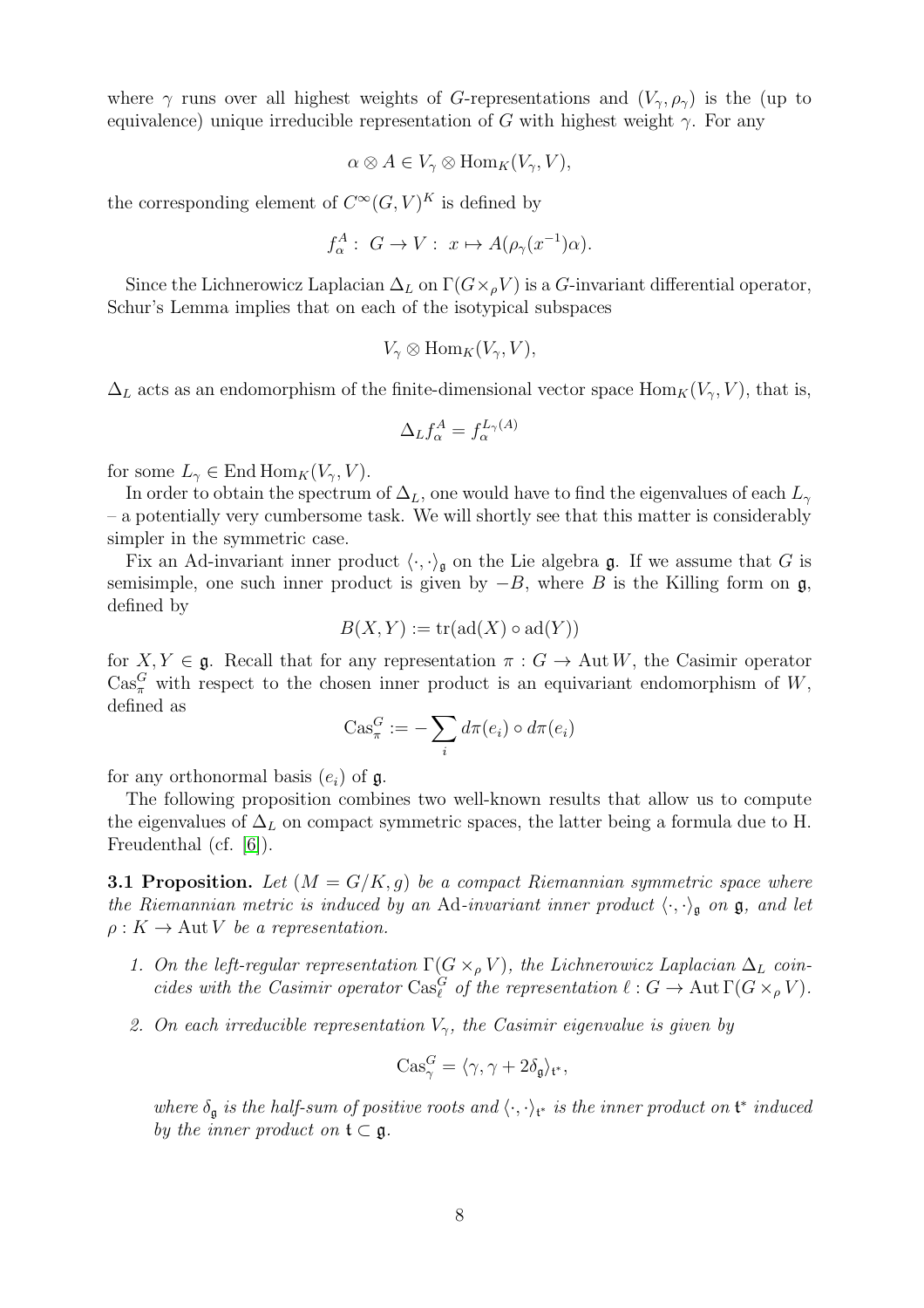where $\gamma$ runs over all highest weights of $G$-representations and $(V_\gamma, \rho_\gamma)$ is the (up to equivalence) unique irreducible representation of $G$ with highest weight $\gamma$. For any

$$\alpha \otimes A \in V_\gamma \otimes \mathrm{Hom}_K(V_\gamma, V),$$

the corresponding element of $C^\infty(G, V)^K$ is defined by

$$f_\alpha^A : G \to V : x \mapsto A(\rho_\gamma(x^{-1})\alpha).$$

Since the Lichnerowicz Laplacian $\Delta_L$ on $\Gamma(G \times_\rho V)$ is a $G$-invariant differential operator, Schur's Lemma implies that on each of the isotypical subspaces

$$V_\gamma \otimes \mathrm{Hom}_K(V_\gamma, V),$$

$\Delta_L$ acts as an endomorphism of the finite-dimensional vector space $\mathrm{Hom}_K(V_\gamma, V)$, that is,

$$\Delta_L f_\alpha^A = f_\alpha^{L_\gamma(A)}$$

for some $L_\gamma \in \mathrm{End}\,\mathrm{Hom}_K(V_\gamma, V)$.

In order to obtain the spectrum of $\Delta_L$, one would have to find the eigenvalues of each $L_\gamma$ – a potentially very cumbersome task. We will shortly see that this matter is considerably simpler in the symmetric case.

Fix an Ad-invariant inner product $\langle \cdot, \cdot \rangle_{\mathfrak{g}}$ on the Lie algebra $\mathfrak{g}$. If we assume that $G$ is semisimple, one such inner product is given by $-B$, where $B$ is the Killing form on $\mathfrak{g}$, defined by

$$B(X, Y) := \mathrm{tr}(\mathrm{ad}(X) \circ \mathrm{ad}(Y))$$

for $X, Y \in \mathfrak{g}$. Recall that for any representation $\pi : G \to \mathrm{Aut}\, W$, the Casimir operator $\mathrm{Cas}_\pi^G$ with respect to the chosen inner product is an equivariant endomorphism of $W$, defined as

$$\mathrm{Cas}_\pi^G := -\sum_i d\pi(e_i) \circ d\pi(e_i)$$

for any orthonormal basis $(e_i)$ of $\mathfrak{g}$.

The following proposition combines two well-known results that allow us to compute the eigenvalues of $\Delta_L$ on compact symmetric spaces, the latter being a formula due to H. Freudenthal (cf. [6]).

**3.1 Proposition.** *Let $(M = G/K, g)$ be a compact Riemannian symmetric space where the Riemannian metric is induced by an* Ad*-invariant inner product $\langle \cdot, \cdot \rangle_{\mathfrak{g}}$ on $\mathfrak{g}$, and let $\rho : K \to \mathrm{Aut}\, V$ be a representation.*

1. *On the left-regular representation $\Gamma(G \times_\rho V)$, the Lichnerowicz Laplacian $\Delta_L$ coincides with the Casimir operator $\mathrm{Cas}_\ell^G$ of the representation $\ell : G \to \mathrm{Aut}\,\Gamma(G \times_\rho V)$.*
2. *On each irreducible representation $V_\gamma$, the Casimir eigenvalue is given by*

$$\mathrm{Cas}_\gamma^G = \langle \gamma, \gamma + 2\delta_{\mathfrak{g}} \rangle_{\mathfrak{t}^*},$$

*where $\delta_{\mathfrak{g}}$ is the half-sum of positive roots and $\langle \cdot, \cdot \rangle_{\mathfrak{t}^*}$ is the inner product on $\mathfrak{t}^*$ induced by the inner product on $\mathfrak{t} \subset \mathfrak{g}$.*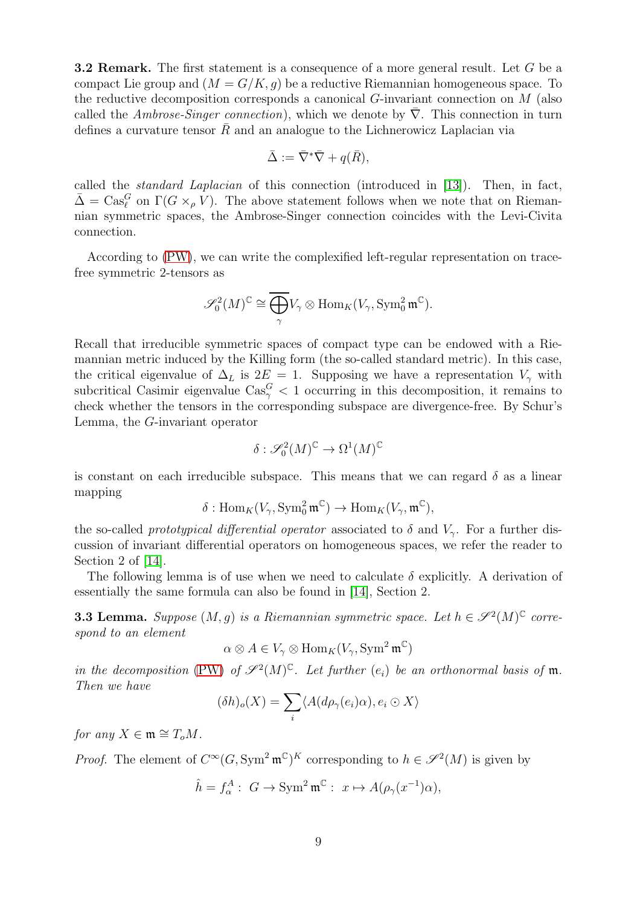**3.2 Remark.** The first statement is a consequence of a more general result. Let $G$ be a compact Lie group and $(M = G/K, g)$ be a reductive Riemannian homogeneous space. To the reductive decomposition corresponds a canonical $G$-invariant connection on $M$ (also called the *Ambrose-Singer connection*), which we denote by $\bar{\nabla}$. This connection in turn defines a curvature tensor $\bar{R}$ and an analogue to the Lichnerowicz Laplacian via

$$\bar{\Delta} := \bar{\nabla}^* \bar{\nabla} + q(\bar{R}),$$

called the *standard Laplacian* of this connection (introduced in [13]). Then, in fact, $\bar{\Delta} = \mathrm{Cas}^G_\ell$ on $\Gamma(G \times_\rho V)$. The above statement follows when we note that on Riemannian symmetric spaces, the Ambrose-Singer connection coincides with the Levi-Civita connection.

According to (PW), we can write the complexified left-regular representation on trace-free symmetric 2-tensors as

$$\mathscr{S}^2_0(M)^{\mathbb{C}} \cong \overline{\bigoplus_\gamma} V_\gamma \otimes \mathrm{Hom}_K(V_\gamma, \mathrm{Sym}^2_0 \mathfrak{m}^{\mathbb{C}}).$$

Recall that irreducible symmetric spaces of compact type can be endowed with a Riemannian metric induced by the Killing form (the so-called standard metric). In this case, the critical eigenvalue of $\Delta_L$ is $2E = 1$. Supposing we have a representation $V_\gamma$ with subcritical Casimir eigenvalue $\mathrm{Cas}^G_\gamma < 1$ occurring in this decomposition, it remains to check whether the tensors in the corresponding subspace are divergence-free. By Schur's Lemma, the $G$-invariant operator

$$\delta : \mathscr{S}^2_0(M)^{\mathbb{C}} \to \Omega^1(M)^{\mathbb{C}}$$

is constant on each irreducible subspace. This means that we can regard $\delta$ as a linear mapping

$$\delta : \mathrm{Hom}_K(V_\gamma, \mathrm{Sym}^2_0 \mathfrak{m}^{\mathbb{C}}) \to \mathrm{Hom}_K(V_\gamma, \mathfrak{m}^{\mathbb{C}}),$$

the so-called *prototypical differential operator* associated to $\delta$ and $V_\gamma$. For a further discussion of invariant differential operators on homogeneous spaces, we refer the reader to Section 2 of [14].

The following lemma is of use when we need to calculate $\delta$ explicitly. A derivation of essentially the same formula can also be found in [14], Section 2.

**3.3 Lemma.** *Suppose $(M, g)$ is a Riemannian symmetric space. Let $h \in \mathscr{S}^2(M)^{\mathbb{C}}$ correspond to an element*

$$\alpha \otimes A \in V_\gamma \otimes \mathrm{Hom}_K(V_\gamma, \mathrm{Sym}^2 \mathfrak{m}^{\mathbb{C}})$$

*in the decomposition* (PW) *of $\mathscr{S}^2(M)^{\mathbb{C}}$. Let further $(e_i)$ be an orthonormal basis of $\mathfrak{m}$. Then we have*

$$(\delta h)_o(X) = \sum_i \langle A(d\rho_\gamma(e_i)\alpha), e_i \odot X \rangle$$

*for any $X \in \mathfrak{m} \cong T_o M$.*

*Proof.* The element of $C^\infty(G, \mathrm{Sym}^2 \mathfrak{m}^{\mathbb{C}})^K$ corresponding to $h \in \mathscr{S}^2(M)$ is given by

$$\hat{h} = f^A_\alpha : \; G \to \mathrm{Sym}^2 \mathfrak{m}^{\mathbb{C}} : \; x \mapsto A(\rho_\gamma(x^{-1})\alpha),$$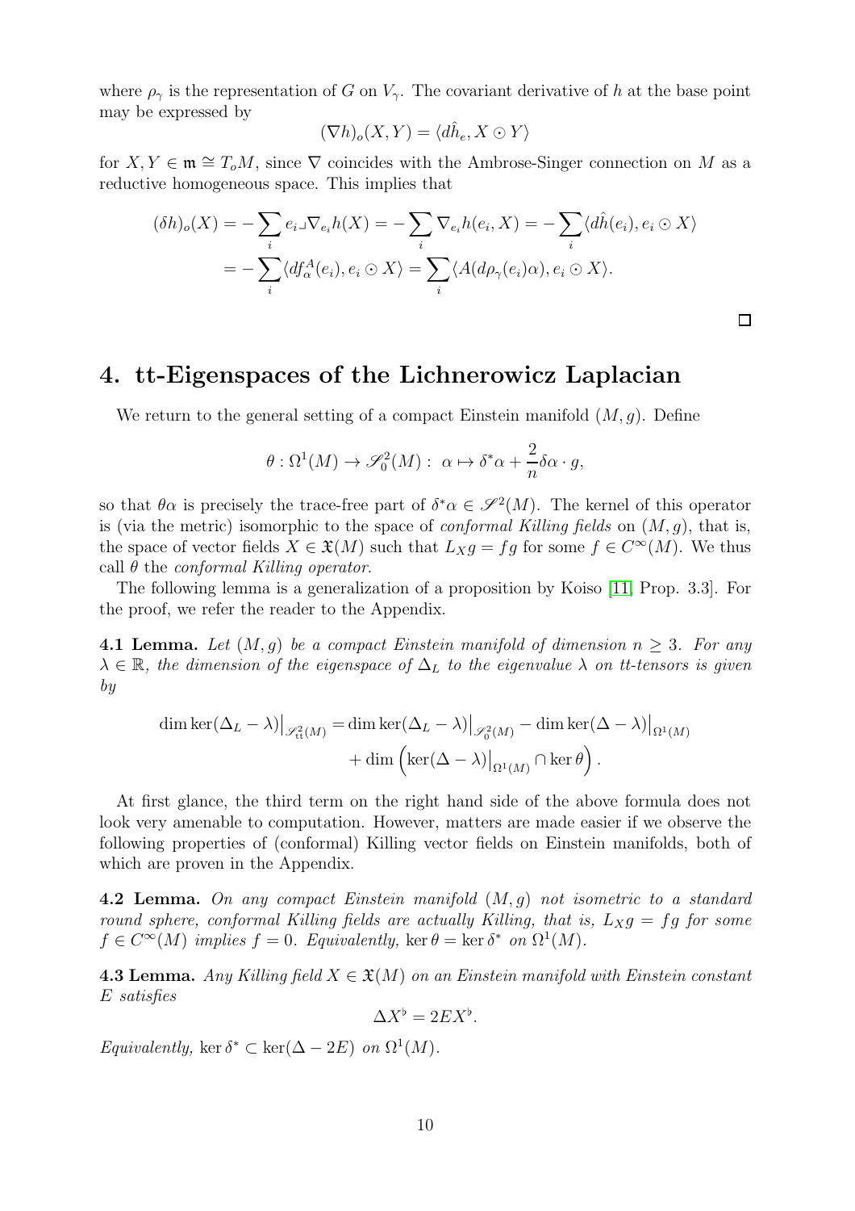where $\rho_\gamma$ is the representation of $G$ on $V_\gamma$. The covariant derivative of $h$ at the base point may be expressed by

$$(\nabla h)_o(X,Y) = \langle d\hat{h}_e, X \odot Y\rangle$$

for $X, Y \in \mathfrak{m} \cong T_oM$, since $\nabla$ coincides with the Ambrose-Singer connection on $M$ as a reductive homogeneous space. This implies that

$$\begin{aligned}(\delta h)_o(X) &= -\sum_i e_i \lrcorner \nabla_{e_i} h(X) = -\sum_i \nabla_{e_i} h(e_i, X) = -\sum_i \langle d\hat{h}(e_i), e_i \odot X\rangle \\ &= -\sum_i \langle df_\alpha^A(e_i), e_i \odot X\rangle = \sum_i \langle A(d\rho_\gamma(e_i)\alpha), e_i \odot X\rangle.\end{aligned}$$

□

## 4. tt-Eigenspaces of the Lichnerowicz Laplacian

We return to the general setting of a compact Einstein manifold $(M, g)$. Define

$$\theta : \Omega^1(M) \to \mathscr{S}^2_0(M) : \ \alpha \mapsto \delta^*\alpha + \frac{2}{n}\delta\alpha \cdot g,$$

so that $\theta\alpha$ is precisely the trace-free part of $\delta^*\alpha \in \mathscr{S}^2(M)$. The kernel of this operator is (via the metric) isomorphic to the space of *conformal Killing fields* on $(M, g)$, that is, the space of vector fields $X \in \mathfrak{X}(M)$ such that $L_X g = fg$ for some $f \in C^\infty(M)$. We thus call $\theta$ the *conformal Killing operator*.

The following lemma is a generalization of a proposition by Koiso [11, Prop. 3.3]. For the proof, we refer the reader to the Appendix.

**4.1 Lemma.** *Let $(M, g)$ be a compact Einstein manifold of dimension $n \geq 3$. For any $\lambda \in \mathbb{R}$, the dimension of the eigenspace of $\Delta_L$ to the eigenvalue $\lambda$ on tt-tensors is given by*

$$\begin{aligned}\dim\ker(\Delta_L - \lambda)\big|_{\mathscr{S}^2_{\mathrm{tt}}(M)} &= \dim\ker(\Delta_L - \lambda)\big|_{\mathscr{S}^2_0(M)} - \dim\ker(\Delta - \lambda)\big|_{\Omega^1(M)} \\ &\quad + \dim\left(\ker(\Delta - \lambda)\big|_{\Omega^1(M)} \cap \ker\theta\right).\end{aligned}$$

At first glance, the third term on the right hand side of the above formula does not look very amenable to computation. However, matters are made easier if we observe the following properties of (conformal) Killing vector fields on Einstein manifolds, both of which are proven in the Appendix.

**4.2 Lemma.** *On any compact Einstein manifold $(M, g)$ not isometric to a standard round sphere, conformal Killing fields are actually Killing, that is, $L_X g = fg$ for some $f \in C^\infty(M)$ implies $f = 0$. Equivalently, $\ker\theta = \ker\delta^*$ on $\Omega^1(M)$.*

**4.3 Lemma.** *Any Killing field $X \in \mathfrak{X}(M)$ on an Einstein manifold with Einstein constant $E$ satisfies*

$$\Delta X^\flat = 2EX^\flat.$$

*Equivalently, $\ker\delta^* \subset \ker(\Delta - 2E)$ on $\Omega^1(M)$.*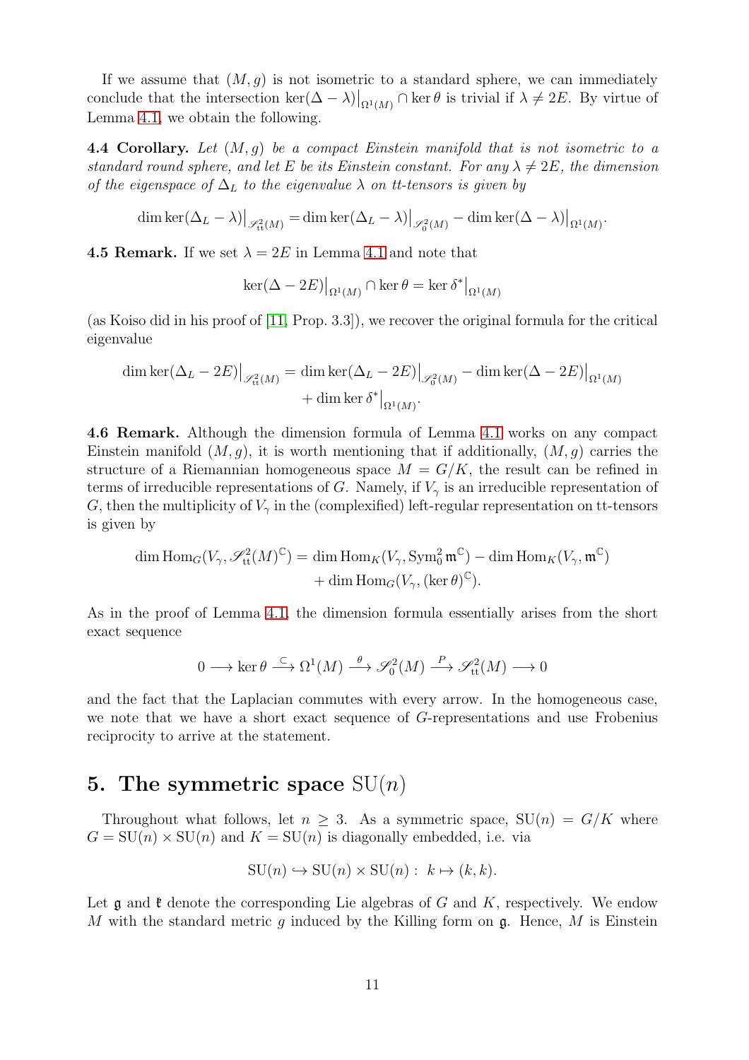If we assume that $(M,g)$ is not isometric to a standard sphere, we can immediately conclude that the intersection $\ker(\Delta-\lambda)\big|_{\Omega^1(M)} \cap \ker\theta$ is trivial if $\lambda \neq 2E$. By virtue of Lemma 4.1, we obtain the following.

**4.4 Corollary.** *Let $(M,g)$ be a compact Einstein manifold that is not isometric to a standard round sphere, and let $E$ be its Einstein constant. For any $\lambda \neq 2E$, the dimension of the eigenspace of $\Delta_L$ to the eigenvalue $\lambda$ on tt-tensors is given by*

$$\dim\ker(\Delta_L-\lambda)\big|_{\mathscr{S}^2_{\mathrm{tt}}(M)} = \dim\ker(\Delta_L-\lambda)\big|_{\mathscr{S}^2_0(M)} - \dim\ker(\Delta-\lambda)\big|_{\Omega^1(M)}.$$

**4.5 Remark.** If we set $\lambda = 2E$ in Lemma 4.1 and note that

$$\ker(\Delta-2E)\big|_{\Omega^1(M)} \cap \ker\theta = \ker\delta^*\big|_{\Omega^1(M)}$$

(as Koiso did in his proof of [11, Prop. 3.3]), we recover the original formula for the critical eigenvalue

$$\begin{aligned}\dim\ker(\Delta_L-2E)\big|_{\mathscr{S}^2_{\mathrm{tt}}(M)} = \dim\ker(\Delta_L-2E)\big|_{\mathscr{S}^2_0(M)} - \dim\ker(\Delta-2E)\big|_{\Omega^1(M)}\\ + \dim\ker\delta^*\big|_{\Omega^1(M)}.\end{aligned}$$

**4.6 Remark.** Although the dimension formula of Lemma 4.1 works on any compact Einstein manifold $(M,g)$, it is worth mentioning that if additionally, $(M,g)$ carries the structure of a Riemannian homogeneous space $M = G/K$, the result can be refined in terms of irreducible representations of $G$. Namely, if $V_\gamma$ is an irreducible representation of $G$, then the multiplicity of $V_\gamma$ in the (complexified) left-regular representation on tt-tensors is given by

$$\begin{aligned}\dim\operatorname{Hom}_G(V_\gamma, \mathscr{S}^2_{\mathrm{tt}}(M)^{\mathbb{C}}) = \dim\operatorname{Hom}_K(V_\gamma, \operatorname{Sym}^2_0\mathfrak{m}^{\mathbb{C}}) - \dim\operatorname{Hom}_K(V_\gamma, \mathfrak{m}^{\mathbb{C}})\\ + \dim\operatorname{Hom}_G(V_\gamma, (\ker\theta)^{\mathbb{C}}).\end{aligned}$$

As in the proof of Lemma 4.1, the dimension formula essentially arises from the short exact sequence

$$0 \longrightarrow \ker\theta \overset{\subset}{\longrightarrow} \Omega^1(M) \overset{\theta}{\longrightarrow} \mathscr{S}^2_0(M) \overset{P}{\longrightarrow} \mathscr{S}^2_{\mathrm{tt}}(M) \longrightarrow 0$$

and the fact that the Laplacian commutes with every arrow. In the homogeneous case, we note that we have a short exact sequence of $G$-representations and use Frobenius reciprocity to arrive at the statement.

# 5. The symmetric space $\mathrm{SU}(n)$

Throughout what follows, let $n \geq 3$. As a symmetric space, $\mathrm{SU}(n) = G/K$ where $G = \mathrm{SU}(n) \times \mathrm{SU}(n)$ and $K = \mathrm{SU}(n)$ is diagonally embedded, i.e. via

$$\mathrm{SU}(n) \hookrightarrow \mathrm{SU}(n) \times \mathrm{SU}(n): \; k \mapsto (k,k).$$

Let $\mathfrak{g}$ and $\mathfrak{k}$ denote the corresponding Lie algebras of $G$ and $K$, respectively. We endow $M$ with the standard metric $g$ induced by the Killing form on $\mathfrak{g}$. Hence, $M$ is Einstein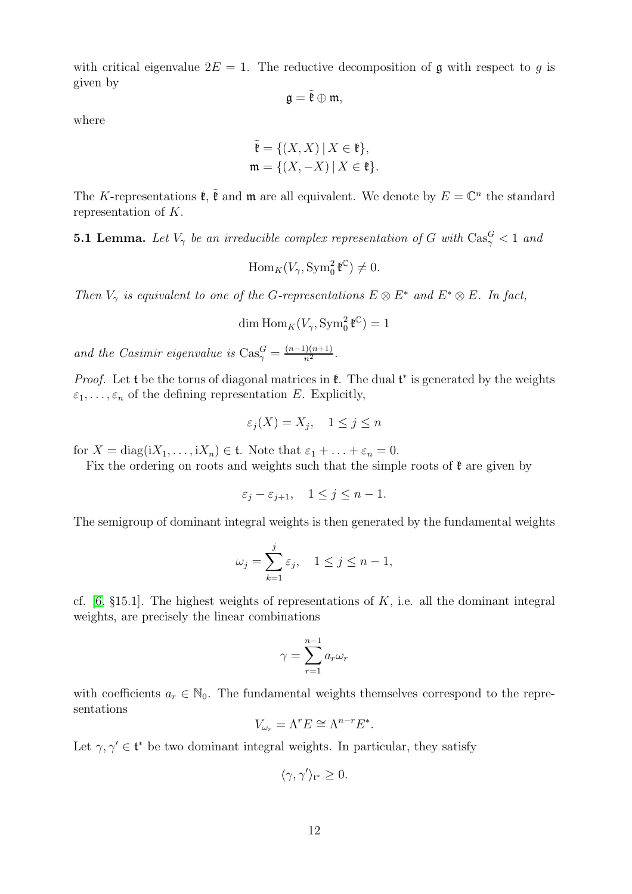with critical eigenvalue $2E = 1$. The reductive decomposition of $\mathfrak{g}$ with respect to $g$ is given by

$$\mathfrak{g} = \tilde{\mathfrak{k}} \oplus \mathfrak{m},$$

where

$$\begin{aligned}
\tilde{\mathfrak{k}} &= \{(X, X) \mid X \in \mathfrak{k}\}, \\
\mathfrak{m} &= \{(X, -X) \mid X \in \mathfrak{k}\}.
\end{aligned}$$

The $K$-representations $\mathfrak{k}$, $\tilde{\mathfrak{k}}$ and $\mathfrak{m}$ are all equivalent. We denote by $E = \mathbb{C}^n$ the standard representation of $K$.

**5.1 Lemma.** *Let $V_\gamma$ be an irreducible complex representation of $G$ with $\mathrm{Cas}^G_\gamma < 1$ and*

$$\mathrm{Hom}_K(V_\gamma, \mathrm{Sym}^2_0\, \mathfrak{k}^{\mathbb{C}}) \neq 0.$$

*Then $V_\gamma$ is equivalent to one of the $G$-representations $E \otimes E^*$ and $E^* \otimes E$. In fact,*

$$\dim \mathrm{Hom}_K(V_\gamma, \mathrm{Sym}^2_0\, \mathfrak{k}^{\mathbb{C}}) = 1$$

*and the Casimir eigenvalue is $\mathrm{Cas}^G_\gamma = \frac{(n-1)(n+1)}{n^2}$.*

*Proof.* Let $\mathfrak{t}$ be the torus of diagonal matrices in $\mathfrak{k}$. The dual $\mathfrak{t}^*$ is generated by the weights $\varepsilon_1, \ldots, \varepsilon_n$ of the defining representation $E$. Explicitly,

$$\varepsilon_j(X) = X_j, \quad 1 \leq j \leq n$$

for $X = \mathrm{diag}(\mathrm{i}X_1, \ldots, \mathrm{i}X_n) \in \mathfrak{t}$. Note that $\varepsilon_1 + \ldots + \varepsilon_n = 0$.

Fix the ordering on roots and weights such that the simple roots of $\mathfrak{k}$ are given by

$$\varepsilon_j - \varepsilon_{j+1}, \quad 1 \leq j \leq n-1.$$

The semigroup of dominant integral weights is then generated by the fundamental weights

$$\omega_j = \sum_{k=1}^{j} \varepsilon_j, \quad 1 \leq j \leq n-1,$$

cf. [6, §15.1]. The highest weights of representations of $K$, i.e. all the dominant integral weights, are precisely the linear combinations

$$\gamma = \sum_{r=1}^{n-1} a_r \omega_r$$

with coefficients $a_r \in \mathbb{N}_0$. The fundamental weights themselves correspond to the representations

$$V_{\omega_r} = \Lambda^r E \cong \Lambda^{n-r} E^*.$$

Let $\gamma, \gamma' \in \mathfrak{t}^*$ be two dominant integral weights. In particular, they satisfy

$$\langle \gamma, \gamma' \rangle_{\mathfrak{t}^*} \geq 0.$$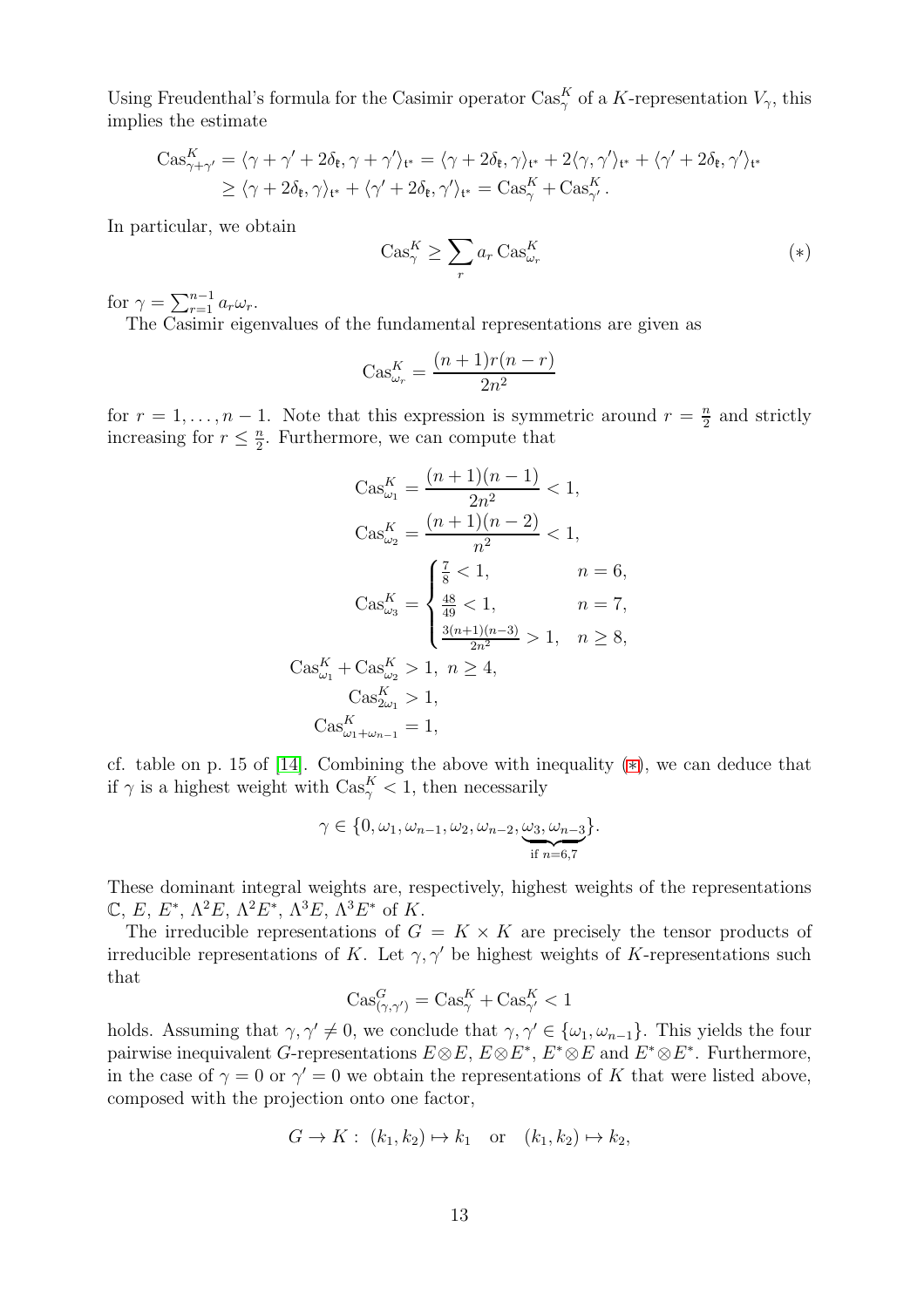Using Freudenthal's formula for the Casimir operator $\mathrm{Cas}^K_\gamma$ of a $K$-representation $V_\gamma$, this implies the estimate

$$\begin{aligned}\mathrm{Cas}^K_{\gamma+\gamma'} &= \langle \gamma+\gamma'+2\delta_{\mathfrak{k}}, \gamma+\gamma'\rangle_{\mathfrak{t}^*} = \langle \gamma+2\delta_{\mathfrak{k}}, \gamma\rangle_{\mathfrak{t}^*} + 2\langle \gamma,\gamma'\rangle_{\mathfrak{t}^*} + \langle \gamma'+2\delta_{\mathfrak{k}}, \gamma'\rangle_{\mathfrak{t}^*} \\ &\geq \langle \gamma+2\delta_{\mathfrak{k}}, \gamma\rangle_{\mathfrak{t}^*} + \langle \gamma'+2\delta_{\mathfrak{k}}, \gamma'\rangle_{\mathfrak{t}^*} = \mathrm{Cas}^K_\gamma + \mathrm{Cas}^K_{\gamma'}.\end{aligned}$$

In particular, we obtain

$$\mathrm{Cas}^K_\gamma \geq \sum_r a_r \,\mathrm{Cas}^K_{\omega_r} \tag{$*$}$$

for $\gamma = \sum_{r=1}^{n-1} a_r \omega_r$.

The Casimir eigenvalues of the fundamental representations are given as

$$\mathrm{Cas}^K_{\omega_r} = \frac{(n+1)r(n-r)}{2n^2}$$

for $r = 1, \dots, n-1$. Note that this expression is symmetric around $r = \frac{n}{2}$ and strictly increasing for $r \leq \frac{n}{2}$. Furthermore, we can compute that

$$\begin{aligned}\mathrm{Cas}^K_{\omega_1} &= \frac{(n+1)(n-1)}{2n^2} < 1, \\ \mathrm{Cas}^K_{\omega_2} &= \frac{(n+1)(n-2)}{n^2} < 1, \\ \mathrm{Cas}^K_{\omega_3} &= \begin{cases} \frac{7}{8} < 1, & n = 6, \\ \frac{48}{49} < 1, & n = 7, \\ \frac{3(n+1)(n-3)}{2n^2} > 1, & n \geq 8, \end{cases} \\ \mathrm{Cas}^K_{\omega_1} + \mathrm{Cas}^K_{\omega_2} &> 1, \ n \geq 4, \\ \mathrm{Cas}^K_{2\omega_1} &> 1, \\ \mathrm{Cas}^K_{\omega_1+\omega_{n-1}} &= 1,\end{aligned}$$

cf. table on p. 15 of [14]. Combining the above with inequality ($*$), we can deduce that if $\gamma$ is a highest weight with $\mathrm{Cas}^K_\gamma < 1$, then necessarily

$$\gamma \in \{0, \omega_1, \omega_{n-1}, \omega_2, \omega_{n-2}, \underbrace{\omega_3, \omega_{n-3}}_{\text{if } n=6,7}\}.$$

These dominant integral weights are, respectively, highest weights of the representations $\mathbb{C}$, $E$, $E^*$, $\Lambda^2 E$, $\Lambda^2 E^*$, $\Lambda^3 E$, $\Lambda^3 E^*$ of $K$.

The irreducible representations of $G = K \times K$ are precisely the tensor products of irreducible representations of $K$. Let $\gamma, \gamma'$ be highest weights of $K$-representations such that

$$\mathrm{Cas}^G_{(\gamma,\gamma')} = \mathrm{Cas}^K_\gamma + \mathrm{Cas}^K_{\gamma'} < 1$$

holds. Assuming that $\gamma, \gamma' \neq 0$, we conclude that $\gamma, \gamma' \in \{\omega_1, \omega_{n-1}\}$. This yields the four pairwise inequivalent $G$-representations $E \otimes E$, $E \otimes E^*$, $E^* \otimes E$ and $E^* \otimes E^*$. Furthermore, in the case of $\gamma = 0$ or $\gamma' = 0$ we obtain the representations of $K$ that were listed above, composed with the projection onto one factor,

$$G \to K : \ (k_1, k_2) \mapsto k_1 \quad \text{or} \quad (k_1, k_2) \mapsto k_2,$$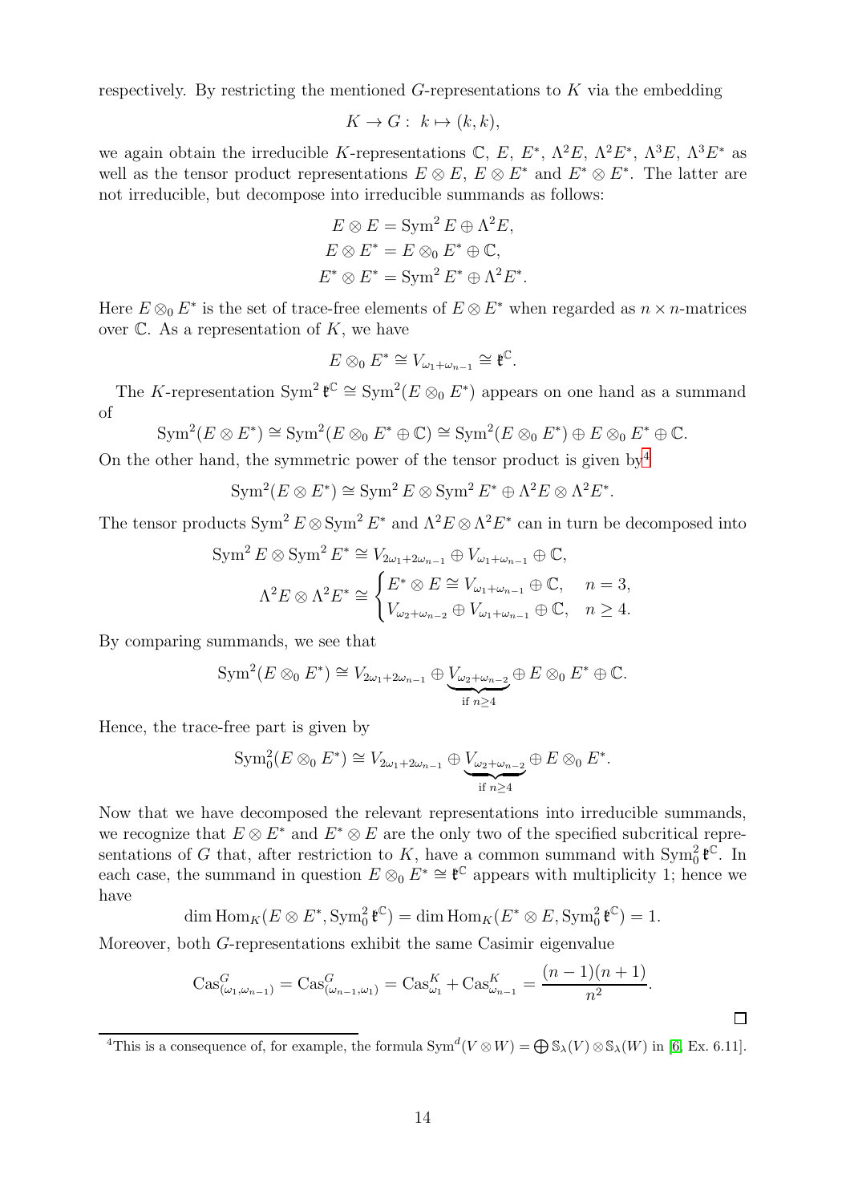respectively. By restricting the mentioned $G$-representations to $K$ via the embedding

$$K \to G: \ k \mapsto (k, k),$$

we again obtain the irreducible $K$-representations $\mathbb{C}$, $E$, $E^*$, $\Lambda^2 E$, $\Lambda^2 E^*$, $\Lambda^3 E$, $\Lambda^3 E^*$ as well as the tensor product representations $E \otimes E$, $E \otimes E^*$ and $E^* \otimes E^*$. The latter are not irreducible, but decompose into irreducible summands as follows:

$$\begin{aligned} E \otimes E &= \operatorname{Sym}^2 E \oplus \Lambda^2 E, \\ E \otimes E^* &= E \otimes_0 E^* \oplus \mathbb{C}, \\ E^* \otimes E^* &= \operatorname{Sym}^2 E^* \oplus \Lambda^2 E^*. \end{aligned}$$

Here $E \otimes_0 E^*$ is the set of trace-free elements of $E \otimes E^*$ when regarded as $n \times n$-matrices over $\mathbb{C}$. As a representation of $K$, we have

$$E \otimes_0 E^* \cong V_{\omega_1 + \omega_{n-1}} \cong \mathfrak{k}^{\mathbb{C}}.$$

The $K$-representation $\operatorname{Sym}^2 \mathfrak{k}^{\mathbb{C}} \cong \operatorname{Sym}^2(E \otimes_0 E^*)$ appears on one hand as a summand of

$$\operatorname{Sym}^2(E \otimes E^*) \cong \operatorname{Sym}^2(E \otimes_0 E^* \oplus \mathbb{C}) \cong \operatorname{Sym}^2(E \otimes_0 E^*) \oplus E \otimes_0 E^* \oplus \mathbb{C}.$$

On the other hand, the symmetric power of the tensor product is given by[4]

$$\operatorname{Sym}^2(E \otimes E^*) \cong \operatorname{Sym}^2 E \otimes \operatorname{Sym}^2 E^* \oplus \Lambda^2 E \otimes \Lambda^2 E^*.$$

The tensor products $\operatorname{Sym}^2 E \otimes \operatorname{Sym}^2 E^*$ and $\Lambda^2 E \otimes \Lambda^2 E^*$ can in turn be decomposed into

$$\begin{aligned} \operatorname{Sym}^2 E \otimes \operatorname{Sym}^2 E^* &\cong V_{2\omega_1 + 2\omega_{n-1}} \oplus V_{\omega_1 + \omega_{n-1}} \oplus \mathbb{C}, \\ \Lambda^2 E \otimes \Lambda^2 E^* &\cong \begin{cases} E^* \otimes E \cong V_{\omega_1 + \omega_{n-1}} \oplus \mathbb{C}, & n = 3, \\ V_{\omega_2 + \omega_{n-2}} \oplus V_{\omega_1 + \omega_{n-1}} \oplus \mathbb{C}, & n \geq 4. \end{cases} \end{aligned}$$

By comparing summands, we see that

$$\operatorname{Sym}^2(E \otimes_0 E^*) \cong V_{2\omega_1 + 2\omega_{n-1}} \oplus \underbrace{V_{\omega_2 + \omega_{n-2}}}_{\text{if } n \geq 4} \oplus E \otimes_0 E^* \oplus \mathbb{C}.$$

Hence, the trace-free part is given by

$$\operatorname{Sym}^2_0(E \otimes_0 E^*) \cong V_{2\omega_1 + 2\omega_{n-1}} \oplus \underbrace{V_{\omega_2 + \omega_{n-2}}}_{\text{if } n \geq 4} \oplus E \otimes_0 E^*.$$

Now that we have decomposed the relevant representations into irreducible summands, we recognize that $E \otimes E^*$ and $E^* \otimes E$ are the only two of the specified subcritical representations of $G$ that, after restriction to $K$, have a common summand with $\operatorname{Sym}^2_0 \mathfrak{k}^{\mathbb{C}}$. In each case, the summand in question $E \otimes_0 E^* \cong \mathfrak{k}^{\mathbb{C}}$ appears with multiplicity 1; hence we have

$$\dim \operatorname{Hom}_K(E \otimes E^*, \operatorname{Sym}^2_0 \mathfrak{k}^{\mathbb{C}}) = \dim \operatorname{Hom}_K(E^* \otimes E, \operatorname{Sym}^2_0 \mathfrak{k}^{\mathbb{C}}) = 1.$$

Moreover, both $G$-representations exhibit the same Casimir eigenvalue

$$\operatorname{Cas}^G_{(\omega_1, \omega_{n-1})} = \operatorname{Cas}^G_{(\omega_{n-1}, \omega_1)} = \operatorname{Cas}^K_{\omega_1} + \operatorname{Cas}^K_{\omega_{n-1}} = \frac{(n-1)(n+1)}{n^2}.$$

□

[4] This is a consequence of, for example, the formula $\operatorname{Sym}^d(V \otimes W) = \bigoplus \mathbb{S}_\lambda(V) \otimes \mathbb{S}_\lambda(W)$ in [6, Ex. 6.11].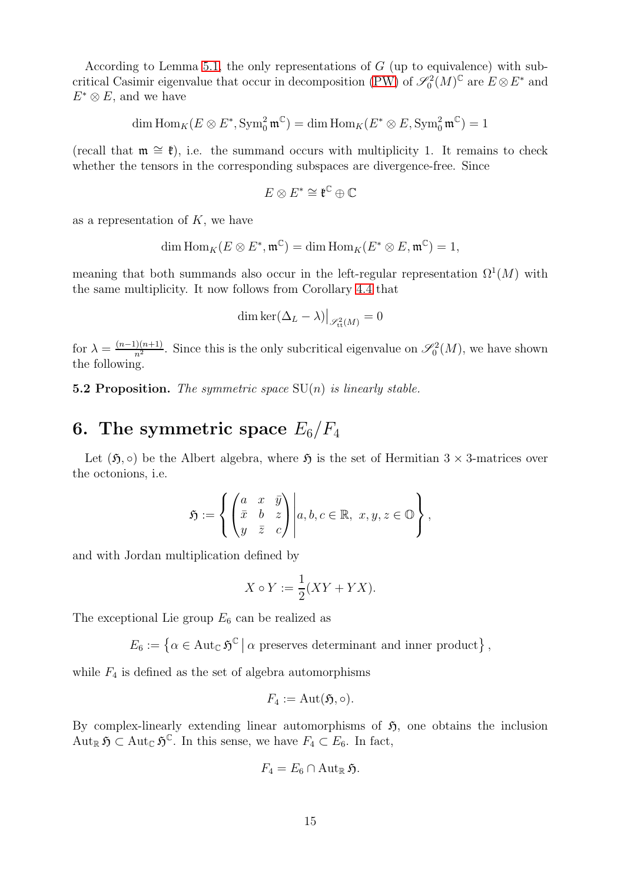According to Lemma 5.1, the only representations of $G$ (up to equivalence) with subcritical Casimir eigenvalue that occur in decomposition (PW) of $\mathscr{S}^2_0(M)^{\mathbb{C}}$ are $E \otimes E^*$ and $E^* \otimes E$, and we have

$$\dim \operatorname{Hom}_K(E \otimes E^*, \operatorname{Sym}^2_0 \mathfrak{m}^{\mathbb{C}}) = \dim \operatorname{Hom}_K(E^* \otimes E, \operatorname{Sym}^2_0 \mathfrak{m}^{\mathbb{C}}) = 1$$

(recall that $\mathfrak{m} \cong \mathfrak{k}$), i.e. the summand occurs with multiplicity 1. It remains to check whether the tensors in the corresponding subspaces are divergence-free. Since

$$E \otimes E^* \cong \mathfrak{k}^{\mathbb{C}} \oplus \mathbb{C}$$

as a representation of $K$, we have

$$\dim \operatorname{Hom}_K(E \otimes E^*, \mathfrak{m}^{\mathbb{C}}) = \dim \operatorname{Hom}_K(E^* \otimes E, \mathfrak{m}^{\mathbb{C}}) = 1,$$

meaning that both summands also occur in the left-regular representation $\Omega^1(M)$ with the same multiplicity. It now follows from Corollary 4.4 that

$$\dim \ker(\Delta_L - \lambda)\big|_{\mathscr{S}^2_{\mathrm{tt}}(M)} = 0$$

for $\lambda = \frac{(n-1)(n+1)}{n^2}$. Since this is the only subcritical eigenvalue on $\mathscr{S}^2_0(M)$, we have shown the following.

**5.2 Proposition.** *The symmetric space* $\mathrm{SU}(n)$ *is linearly stable.*

# 6. The symmetric space $E_6/F_4$

Let $(\mathfrak{H}, \circ)$ be the Albert algebra, where $\mathfrak{H}$ is the set of Hermitian $3 \times 3$-matrices over the octonions, i.e.

$$\mathfrak{H} := \left\{ \begin{pmatrix} a & x & \bar{y} \\ \bar{x} & b & z \\ y & \bar{z} & c \end{pmatrix} \middle| \, a, b, c \in \mathbb{R},\ x, y, z \in \mathbb{O} \right\},$$

and with Jordan multiplication defined by

$$X \circ Y := \frac{1}{2}(XY + YX).$$

The exceptional Lie group $E_6$ can be realized as

$$E_6 := \left\{ \alpha \in \operatorname{Aut}_{\mathbb{C}} \mathfrak{H}^{\mathbb{C}} \,\middle|\, \alpha \text{ preserves determinant and inner product} \right\},$$

while $F_4$ is defined as the set of algebra automorphisms

$$F_4 := \operatorname{Aut}(\mathfrak{H}, \circ).$$

By complex-linearly extending linear automorphisms of $\mathfrak{H}$, one obtains the inclusion $\operatorname{Aut}_{\mathbb{R}} \mathfrak{H} \subset \operatorname{Aut}_{\mathbb{C}} \mathfrak{H}^{\mathbb{C}}$. In this sense, we have $F_4 \subset E_6$. In fact,

$$F_4 = E_6 \cap \operatorname{Aut}_{\mathbb{R}} \mathfrak{H}.$$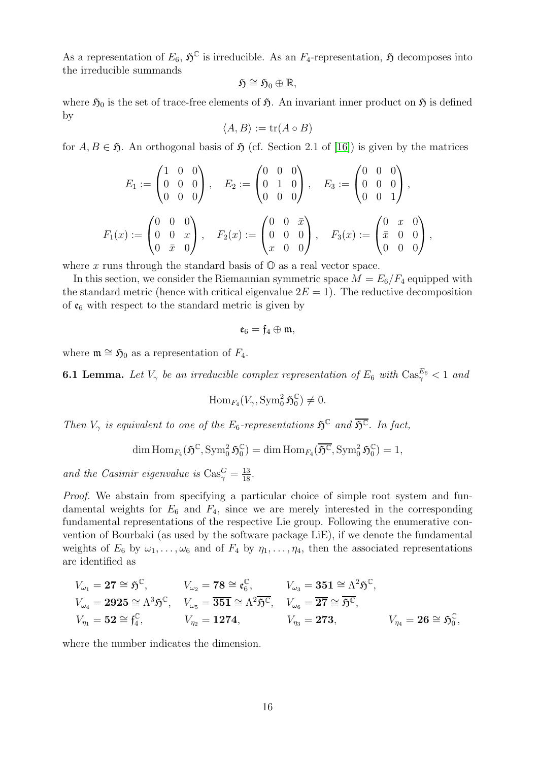As a representation of $E_6$, $\mathfrak{H}^{\mathbb{C}}$ is irreducible. As an $F_4$-representation, $\mathfrak{H}$ decomposes into the irreducible summands

$$\mathfrak{H} \cong \mathfrak{H}_0 \oplus \mathbb{R},$$

where $\mathfrak{H}_0$ is the set of trace-free elements of $\mathfrak{H}$. An invariant inner product on $\mathfrak{H}$ is defined by

$$\langle A, B \rangle := \operatorname{tr}(A \circ B)$$

for $A, B \in \mathfrak{H}$. An orthogonal basis of $\mathfrak{H}$ (cf. Section 2.1 of [16]) is given by the matrices

$$E_1 := \begin{pmatrix} 1 & 0 & 0 \\ 0 & 0 & 0 \\ 0 & 0 & 0 \end{pmatrix}, \quad E_2 := \begin{pmatrix} 0 & 0 & 0 \\ 0 & 1 & 0 \\ 0 & 0 & 0 \end{pmatrix}, \quad E_3 := \begin{pmatrix} 0 & 0 & 0 \\ 0 & 0 & 0 \\ 0 & 0 & 1 \end{pmatrix},$$

$$F_1(x) := \begin{pmatrix} 0 & 0 & 0 \\ 0 & 0 & x \\ 0 & \bar{x} & 0 \end{pmatrix}, \quad F_2(x) := \begin{pmatrix} 0 & 0 & \bar{x} \\ 0 & 0 & 0 \\ x & 0 & 0 \end{pmatrix}, \quad F_3(x) := \begin{pmatrix} 0 & x & 0 \\ \bar{x} & 0 & 0 \\ 0 & 0 & 0 \end{pmatrix},$$

where $x$ runs through the standard basis of $\mathbb{O}$ as a real vector space.

In this section, we consider the Riemannian symmetric space $M = E_6/F_4$ equipped with the standard metric (hence with critical eigenvalue $2E = 1$). The reductive decomposition of $\mathfrak{e}_6$ with respect to the standard metric is given by

$$\mathfrak{e}_6 = \mathfrak{f}_4 \oplus \mathfrak{m},$$

where $\mathfrak{m} \cong \mathfrak{H}_0$ as a representation of $F_4$.

**6.1 Lemma.** *Let $V_\gamma$ be an irreducible complex representation of $E_6$ with $\operatorname{Cas}^{E_6}_\gamma < 1$ and*

$$\operatorname{Hom}_{F_4}(V_\gamma, \operatorname{Sym}^2_0 \mathfrak{H}^{\mathbb{C}}_0) \neq 0.$$

*Then $V_\gamma$ is equivalent to one of the $E_6$-representations $\mathfrak{H}^{\mathbb{C}}$ and $\overline{\mathfrak{H}^{\mathbb{C}}}$. In fact,*

$$\dim \operatorname{Hom}_{F_4}(\mathfrak{H}^{\mathbb{C}}, \operatorname{Sym}^2_0 \mathfrak{H}^{\mathbb{C}}_0) = \dim \operatorname{Hom}_{F_4}(\overline{\mathfrak{H}^{\mathbb{C}}}, \operatorname{Sym}^2_0 \mathfrak{H}^{\mathbb{C}}_0) = 1,$$

*and the Casimir eigenvalue is $\operatorname{Cas}^G_\gamma = \frac{13}{18}$.*

*Proof.* We abstain from specifying a particular choice of simple root system and fundamental weights for $E_6$ and $F_4$, since we are merely interested in the corresponding fundamental representations of the respective Lie group. Following the enumerative convention of Bourbaki (as used by the software package LiE), if we denote the fundamental weights of $E_6$ by $\omega_1, \dots, \omega_6$ and of $F_4$ by $\eta_1, \dots, \eta_4$, then the associated representations are identified as

$$\begin{aligned}
&V_{\omega_1} = \mathbf{27} \cong \mathfrak{H}^{\mathbb{C}}, && V_{\omega_2} = \mathbf{78} \cong \mathfrak{e}_6^{\mathbb{C}}, && V_{\omega_3} = \mathbf{351} \cong \Lambda^2\mathfrak{H}^{\mathbb{C}}, \\
&V_{\omega_4} = \mathbf{2925} \cong \Lambda^3\mathfrak{H}^{\mathbb{C}}, && V_{\omega_5} = \overline{\mathbf{351}} \cong \Lambda^2\overline{\mathfrak{H}^{\mathbb{C}}}, && V_{\omega_6} = \overline{\mathbf{27}} \cong \overline{\mathfrak{H}^{\mathbb{C}}}, \\
&V_{\eta_1} = \mathbf{52} \cong \mathfrak{f}_4^{\mathbb{C}}, && V_{\eta_2} = \mathbf{1274}, && V_{\eta_3} = \mathbf{273}, && V_{\eta_4} = \mathbf{26} \cong \mathfrak{H}_0^{\mathbb{C}},
\end{aligned}$$

where the number indicates the dimension.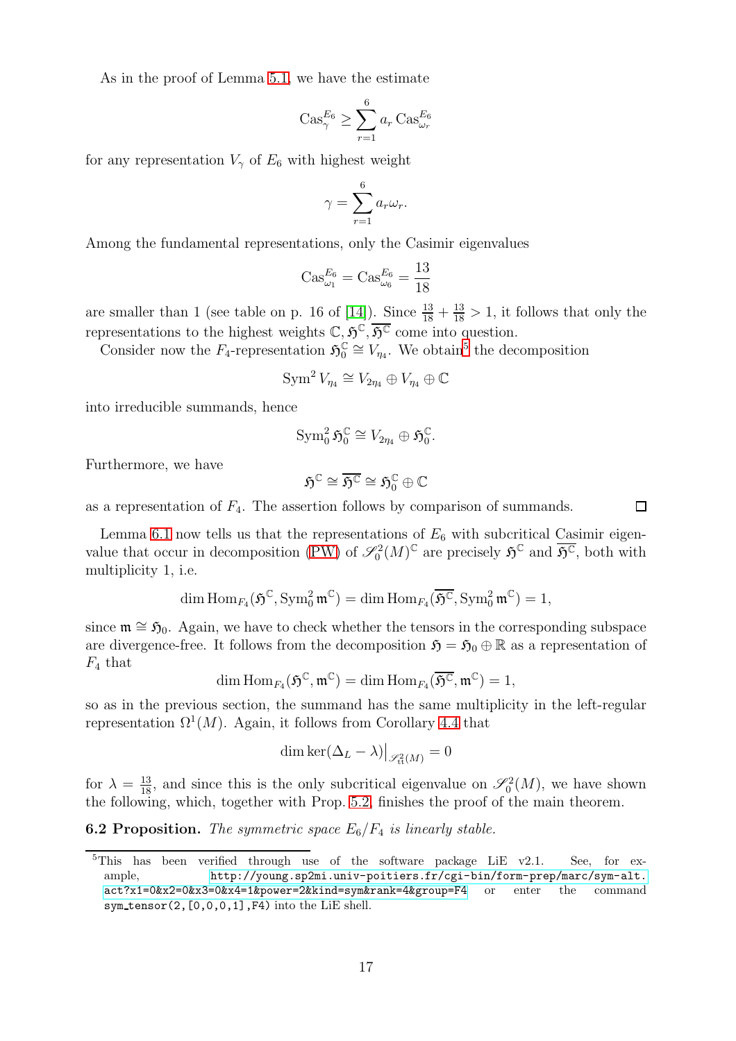As in the proof of Lemma 5.1, we have the estimate

$$\operatorname{Cas}^{E_6}_\gamma \geq \sum_{r=1}^{6} a_r \operatorname{Cas}^{E_6}_{\omega_r}$$

for any representation $V_\gamma$ of $E_6$ with highest weight

$$\gamma = \sum_{r=1}^{6} a_r \omega_r.$$

Among the fundamental representations, only the Casimir eigenvalues

$$\operatorname{Cas}^{E_6}_{\omega_1} = \operatorname{Cas}^{E_6}_{\omega_6} = \frac{13}{18}$$

are smaller than 1 (see table on p. 16 of [14]). Since $\frac{13}{18} + \frac{13}{18} > 1$, it follows that only the representations to the highest weights $\mathbb{C}, \mathfrak{H}^{\mathbb{C}}, \overline{\mathfrak{H}^{\mathbb{C}}}$ come into question.

Consider now the $F_4$-representation $\mathfrak{H}_0^{\mathbb{C}} \cong V_{\eta_4}$. We obtain[5] the decomposition

$$\operatorname{Sym}^2 V_{\eta_4} \cong V_{2\eta_4} \oplus V_{\eta_4} \oplus \mathbb{C}$$

into irreducible summands, hence

$$\operatorname{Sym}^2_0 \mathfrak{H}_0^{\mathbb{C}} \cong V_{2\eta_4} \oplus \mathfrak{H}_0^{\mathbb{C}}.$$

Furthermore, we have

$$\mathfrak{H}^{\mathbb{C}} \cong \overline{\mathfrak{H}^{\mathbb{C}}} \cong \mathfrak{H}_0^{\mathbb{C}} \oplus \mathbb{C}$$

as a representation of $F_4$. The assertion follows by comparison of summands. □

Lemma 6.1 now tells us that the representations of $E_6$ with subcritical Casimir eigenvalue that occur in decomposition (PW) of $\mathscr{S}^2_0(M)^{\mathbb{C}}$ are precisely $\mathfrak{H}^{\mathbb{C}}$ and $\overline{\mathfrak{H}^{\mathbb{C}}}$, both with multiplicity 1, i.e.

$$\dim \operatorname{Hom}_{F_4}(\mathfrak{H}^{\mathbb{C}}, \operatorname{Sym}^2_0 \mathfrak{m}^{\mathbb{C}}) = \dim \operatorname{Hom}_{F_4}(\overline{\mathfrak{H}^{\mathbb{C}}}, \operatorname{Sym}^2_0 \mathfrak{m}^{\mathbb{C}}) = 1,$$

since $\mathfrak{m} \cong \mathfrak{H}_0$. Again, we have to check whether the tensors in the corresponding subspace are divergence-free. It follows from the decomposition $\mathfrak{H} = \mathfrak{H}_0 \oplus \mathbb{R}$ as a representation of $F_4$ that

$$\dim \operatorname{Hom}_{F_4}(\mathfrak{H}^{\mathbb{C}}, \mathfrak{m}^{\mathbb{C}}) = \dim \operatorname{Hom}_{F_4}(\overline{\mathfrak{H}^{\mathbb{C}}}, \mathfrak{m}^{\mathbb{C}}) = 1,$$

so as in the previous section, the summand has the same multiplicity in the left-regular representation $\Omega^1(M)$. Again, it follows from Corollary 4.4 that

$$\dim \ker(\Delta_L - \lambda)\big|_{\mathscr{S}^2_{\mathrm{tt}}(M)} = 0$$

for $\lambda = \frac{13}{18}$, and since this is the only subcritical eigenvalue on $\mathscr{S}^2_0(M)$, we have shown the following, which, together with Prop. 5.2, finishes the proof of the main theorem.

**6.2 Proposition.** *The symmetric space $E_6/F_4$ is linearly stable.*

---

[5] This has been verified through use of the software package LiE v2.1. See, for example, http://young.sp2mi.univ-poitiers.fr/cgi-bin/form-prep/marc/sym-alt.act?x1=0&x2=0&x3=0&x4=1&power=2&kind=sym&rank=4&group=F4 or enter the command `sym_tensor(2,[0,0,0,1],F4)` into the LiE shell.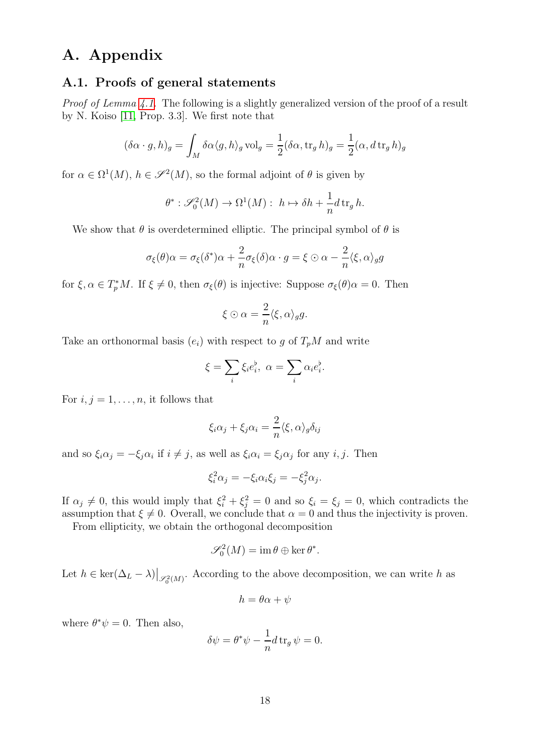# A. Appendix

## A.1. Proofs of general statements

*Proof of Lemma 4.1.* The following is a slightly generalized version of the proof of a result by N. Koiso [11, Prop. 3.3]. We first note that

$$(\delta\alpha \cdot g, h)_g = \int_M \delta\alpha \langle g, h\rangle_g \operatorname{vol}_g = \frac{1}{2}(\delta\alpha, \operatorname{tr}_g h)_g = \frac{1}{2}(\alpha, d\operatorname{tr}_g h)_g$$

for $\alpha \in \Omega^1(M)$, $h \in \mathscr{S}^2(M)$, so the formal adjoint of $\theta$ is given by

$$\theta^* : \mathscr{S}^2_0(M) \to \Omega^1(M) : \ h \mapsto \delta h + \frac{1}{n} d\operatorname{tr}_g h.$$

We show that $\theta$ is overdetermined elliptic. The principal symbol of $\theta$ is

$$\sigma_\xi(\theta)\alpha = \sigma_\xi(\delta^*)\alpha + \frac{2}{n}\sigma_\xi(\delta)\alpha \cdot g = \xi \odot \alpha - \frac{2}{n}\langle \xi, \alpha\rangle_g g$$

for $\xi, \alpha \in T^*_pM$. If $\xi \neq 0$, then $\sigma_\xi(\theta)$ is injective: Suppose $\sigma_\xi(\theta)\alpha = 0$. Then

$$\xi \odot \alpha = \frac{2}{n}\langle \xi, \alpha\rangle_g g.$$

Take an orthonormal basis $(e_i)$ with respect to $g$ of $T_pM$ and write

$$\xi = \sum_i \xi_i e_i^\flat, \ \ \alpha = \sum_i \alpha_i e_i^\flat.$$

For $i, j = 1, \dots, n$, it follows that

$$\xi_i\alpha_j + \xi_j\alpha_i = \frac{2}{n}\langle \xi, \alpha\rangle_g \delta_{ij}$$

and so $\xi_i\alpha_j = -\xi_j\alpha_i$ if $i \neq j$, as well as $\xi_i\alpha_i = \xi_j\alpha_j$ for any $i, j$. Then

$$\xi_i^2\alpha_j = -\xi_i\alpha_i\xi_j = -\xi_j^2\alpha_j.$$

If $\alpha_j \neq 0$, this would imply that $\xi_i^2 + \xi_j^2 = 0$ and so $\xi_i = \xi_j = 0$, which contradicts the assumption that $\xi \neq 0$. Overall, we conclude that $\alpha = 0$ and thus the injectivity is proven.

From ellipticity, we obtain the orthogonal decomposition

$$\mathscr{S}^2_0(M) = \operatorname{im}\theta \oplus \ker\theta^*.$$

Let $h \in \ker(\Delta_L - \lambda)\big|_{\mathscr{S}^2_0(M)}$. According to the above decomposition, we can write $h$ as

$$h = \theta\alpha + \psi$$

where $\theta^*\psi = 0$. Then also,

$$\delta\psi = \theta^*\psi - \frac{1}{n} d\operatorname{tr}_g \psi = 0.$$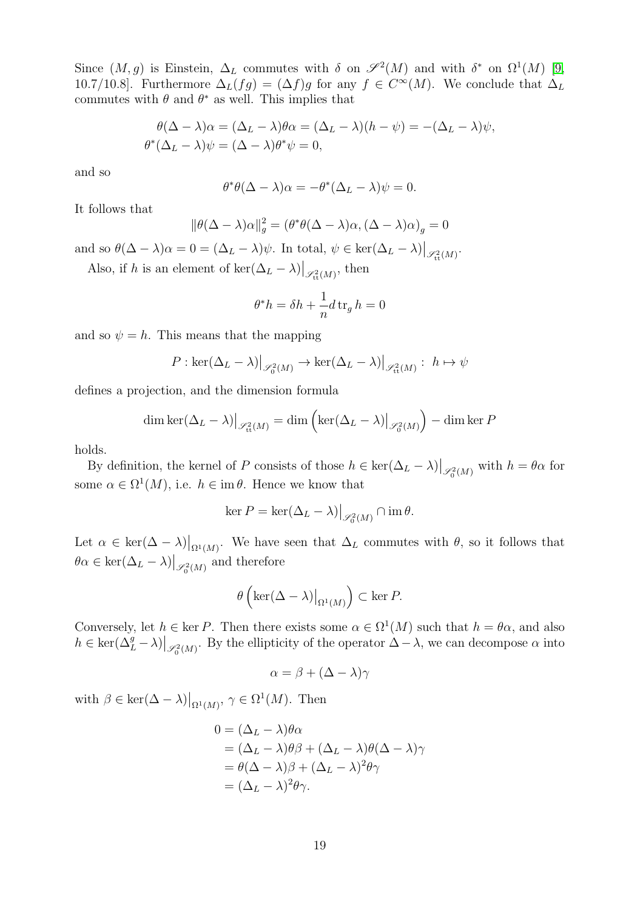Since $(M, g)$ is Einstein, $\Delta_L$ commutes with $\delta$ on $\mathscr{S}^2(M)$ and with $\delta^*$ on $\Omega^1(M)$ [9, 10.7/10.8]. Furthermore $\Delta_L(fg) = (\Delta f)g$ for any $f \in C^\infty(M)$. We conclude that $\Delta_L$ commutes with $\theta$ and $\theta^*$ as well. This implies that

$$\begin{aligned}
\theta(\Delta - \lambda)\alpha &= (\Delta_L - \lambda)\theta\alpha = (\Delta_L - \lambda)(h - \psi) = -(\Delta_L - \lambda)\psi, \\
\theta^*(\Delta_L - \lambda)\psi &= (\Delta - \lambda)\theta^*\psi = 0,
\end{aligned}$$

and so

$$\theta^*\theta(\Delta - \lambda)\alpha = -\theta^*(\Delta_L - \lambda)\psi = 0.$$

It follows that

$$\|\theta(\Delta - \lambda)\alpha\|_g^2 = \left(\theta^*\theta(\Delta - \lambda)\alpha, (\Delta - \lambda)\alpha\right)_g = 0$$

and so $\theta(\Delta - \lambda)\alpha = 0 = (\Delta_L - \lambda)\psi$. In total, $\psi \in \ker(\Delta_L - \lambda)\big|_{\mathscr{S}^2_{\mathrm{tt}}(M)}$.

Also, if $h$ is an element of $\ker(\Delta_L - \lambda)\big|_{\mathscr{S}^2_{\mathrm{tt}}(M)}$, then

$$\theta^* h = \delta h + \frac{1}{n} d \operatorname{tr}_g h = 0$$

and so $\psi = h$. This means that the mapping

$$P : \ker(\Delta_L - \lambda)\big|_{\mathscr{S}^2_0(M)} \to \ker(\Delta_L - \lambda)\big|_{\mathscr{S}^2_{\mathrm{tt}}(M)} : \ h \mapsto \psi$$

defines a projection, and the dimension formula

$$\dim \ker(\Delta_L - \lambda)\big|_{\mathscr{S}^2_{\mathrm{tt}}(M)} = \dim\left(\ker(\Delta_L - \lambda)\big|_{\mathscr{S}^2_0(M)}\right) - \dim \ker P$$

holds.

By definition, the kernel of $P$ consists of those $h \in \ker(\Delta_L - \lambda)\big|_{\mathscr{S}^2_0(M)}$ with $h = \theta\alpha$ for some $\alpha \in \Omega^1(M)$, i.e. $h \in \operatorname{im}\theta$. Hence we know that

$$\ker P = \ker(\Delta_L - \lambda)\big|_{\mathscr{S}^2_0(M)} \cap \operatorname{im}\theta.$$

Let $\alpha \in \ker(\Delta - \lambda)\big|_{\Omega^1(M)}$. We have seen that $\Delta_L$ commutes with $\theta$, so it follows that $\theta\alpha \in \ker(\Delta_L - \lambda)\big|_{\mathscr{S}^2_0(M)}$ and therefore

$$\theta\left(\ker(\Delta - \lambda)\big|_{\Omega^1(M)}\right) \subset \ker P.$$

Conversely, let $h \in \ker P$. Then there exists some $\alpha \in \Omega^1(M)$ such that $h = \theta\alpha$, and also $h \in \ker(\Delta_L^g - \lambda)\big|_{\mathscr{S}^2_0(M)}$. By the ellipticity of the operator $\Delta - \lambda$, we can decompose $\alpha$ into

$$\alpha = \beta + (\Delta - \lambda)\gamma$$

with $\beta \in \ker(\Delta - \lambda)\big|_{\Omega^1(M)}$, $\gamma \in \Omega^1(M)$. Then

$$\begin{aligned}
0 &= (\Delta_L - \lambda)\theta\alpha \\
&= (\Delta_L - \lambda)\theta\beta + (\Delta_L - \lambda)\theta(\Delta - \lambda)\gamma \\
&= \theta(\Delta - \lambda)\beta + (\Delta_L - \lambda)^2\theta\gamma \\
&= (\Delta_L - \lambda)^2\theta\gamma.
\end{aligned}$$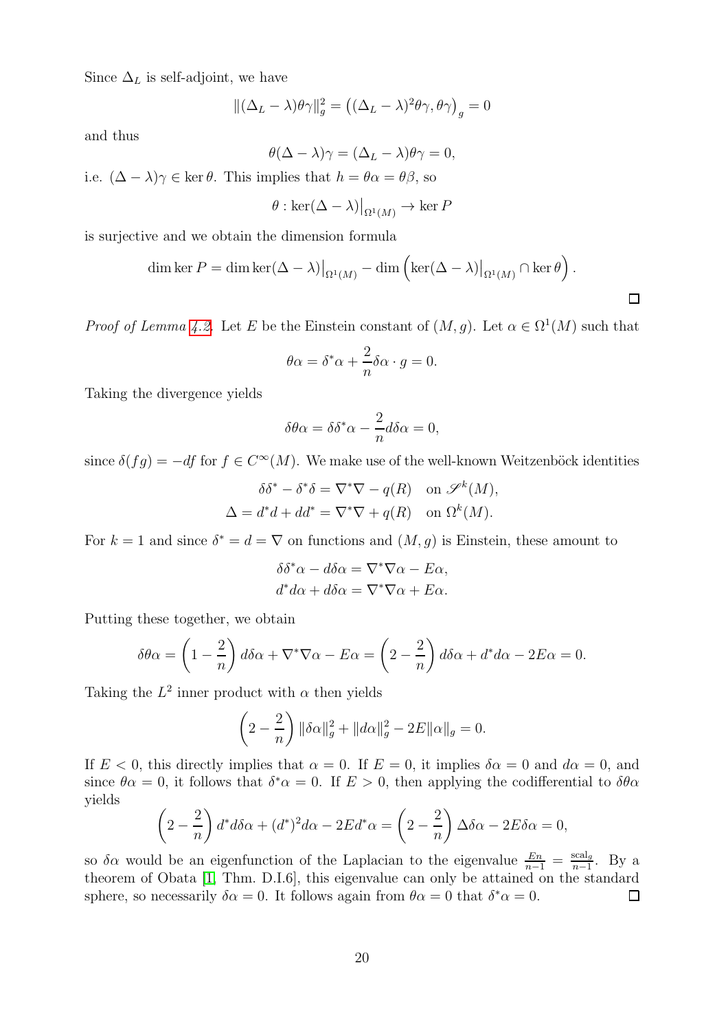Since $\Delta_L$ is self-adjoint, we have

$$\|(\Delta_L - \lambda)\theta\gamma\|_g^2 = \left((\Delta_L - \lambda)^2\theta\gamma, \theta\gamma\right)_g = 0$$

and thus

$$\theta(\Delta - \lambda)\gamma = (\Delta_L - \lambda)\theta\gamma = 0,$$

i.e. $(\Delta - \lambda)\gamma \in \ker\theta$. This implies that $h = \theta\alpha = \theta\beta$, so

$$\theta : \ker(\Delta - \lambda)\big|_{\Omega^1(M)} \to \ker P$$

is surjective and we obtain the dimension formula

$$\dim\ker P = \dim\ker(\Delta - \lambda)\big|_{\Omega^1(M)} - \dim\left(\ker(\Delta - \lambda)\big|_{\Omega^1(M)} \cap \ker\theta\right).$$

□

*Proof of Lemma 4.2.* Let $E$ be the Einstein constant of $(M, g)$. Let $\alpha \in \Omega^1(M)$ such that

$$\theta\alpha = \delta^*\alpha + \frac{2}{n}\delta\alpha \cdot g = 0.$$

Taking the divergence yields

$$\delta\theta\alpha = \delta\delta^*\alpha - \frac{2}{n}d\delta\alpha = 0,$$

since $\delta(fg) = -df$ for $f \in C^\infty(M)$. We make use of the well-known Weitzenböck identities

$$\delta\delta^* - \delta^*\delta = \nabla^*\nabla - q(R) \quad \text{on } \mathscr{S}^k(M),$$
$$\Delta = d^*d + dd^* = \nabla^*\nabla + q(R) \quad \text{on } \Omega^k(M).$$

For $k = 1$ and since $\delta^* = d = \nabla$ on functions and $(M, g)$ is Einstein, these amount to

$$\delta\delta^*\alpha - d\delta\alpha = \nabla^*\nabla\alpha - E\alpha,$$
$$d^*d\alpha + d\delta\alpha = \nabla^*\nabla\alpha + E\alpha.$$

Putting these together, we obtain

$$\delta\theta\alpha = \left(1 - \frac{2}{n}\right)d\delta\alpha + \nabla^*\nabla\alpha - E\alpha = \left(2 - \frac{2}{n}\right)d\delta\alpha + d^*d\alpha - 2E\alpha = 0.$$

Taking the $L^2$ inner product with $\alpha$ then yields

$$\left(2 - \frac{2}{n}\right)\|\delta\alpha\|_g^2 + \|d\alpha\|_g^2 - 2E\|\alpha\|_g = 0.$$

If $E < 0$, this directly implies that $\alpha = 0$. If $E = 0$, it implies $\delta\alpha = 0$ and $d\alpha = 0$, and since $\theta\alpha = 0$, it follows that $\delta^*\alpha = 0$. If $E > 0$, then applying the codifferential to $\delta\theta\alpha$ yields

$$\left(2 - \frac{2}{n}\right)d^*d\delta\alpha + (d^*)^2d\alpha - 2Ed^*\alpha = \left(2 - \frac{2}{n}\right)\Delta\delta\alpha - 2E\delta\alpha = 0,$$

so $\delta\alpha$ would be an eigenfunction of the Laplacian to the eigenvalue $\frac{En}{n-1} = \frac{\mathrm{scal}_g}{n-1}$. By a theorem of Obata [1, Thm. D.I.6], this eigenvalue can only be attained on the standard sphere, so necessarily $\delta\alpha = 0$. It follows again from $\theta\alpha = 0$ that $\delta^*\alpha = 0$. □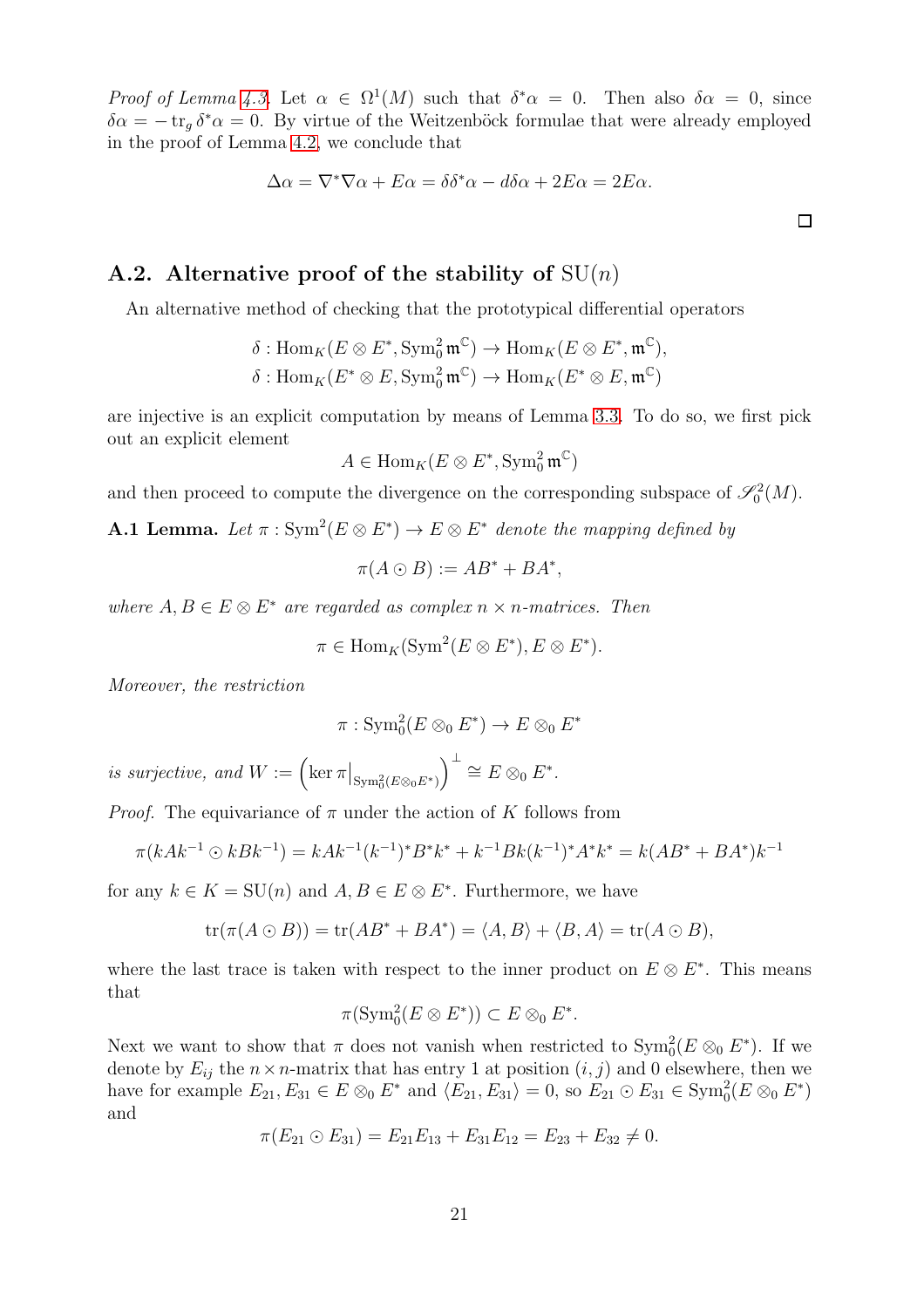*Proof of Lemma 4.3.* Let $\alpha \in \Omega^1(M)$ such that $\delta^*\alpha = 0$. Then also $\delta\alpha = 0$, since $\delta\alpha = -\operatorname{tr}_g \delta^*\alpha = 0$. By virtue of the Weitzenböck formulae that were already employed in the proof of Lemma 4.2, we conclude that

$$\Delta\alpha = \nabla^*\nabla\alpha + E\alpha = \delta\delta^*\alpha - d\delta\alpha + 2E\alpha = 2E\alpha.$$

□

## A.2. Alternative proof of the stability of $\mathrm{SU}(n)$

An alternative method of checking that the prototypical differential operators

$$\delta : \operatorname{Hom}_K(E \otimes E^*, \operatorname{Sym}^2_0 \mathfrak{m}^{\mathbb{C}}) \to \operatorname{Hom}_K(E \otimes E^*, \mathfrak{m}^{\mathbb{C}}),$$
$$\delta : \operatorname{Hom}_K(E^* \otimes E, \operatorname{Sym}^2_0 \mathfrak{m}^{\mathbb{C}}) \to \operatorname{Hom}_K(E^* \otimes E, \mathfrak{m}^{\mathbb{C}})$$

are injective is an explicit computation by means of Lemma 3.3. To do so, we first pick out an explicit element

$$A \in \operatorname{Hom}_K(E \otimes E^*, \operatorname{Sym}^2_0 \mathfrak{m}^{\mathbb{C}})$$

and then proceed to compute the divergence on the corresponding subspace of $\mathscr{S}^2_0(M)$.

**A.1 Lemma.** *Let $\pi : \operatorname{Sym}^2(E \otimes E^*) \to E \otimes E^*$ denote the mapping defined by*

$$\pi(A \odot B) := AB^* + BA^*,$$

*where $A, B \in E \otimes E^*$ are regarded as complex $n \times n$-matrices. Then*

$$\pi \in \operatorname{Hom}_K(\operatorname{Sym}^2(E \otimes E^*), E \otimes E^*).$$

*Moreover, the restriction*

$$\pi : \operatorname{Sym}^2_0(E \otimes_0 E^*) \to E \otimes_0 E^*$$

*is surjective, and $W := \left(\ker \pi\big|_{\operatorname{Sym}^2_0(E \otimes_0 E^*)}\right)^{\perp} \cong E \otimes_0 E^*$.*

*Proof.* The equivariance of $\pi$ under the action of $K$ follows from

$$\pi(kAk^{-1} \odot kBk^{-1}) = kAk^{-1}(k^{-1})^* B^* k^* + k^{-1}Bk(k^{-1})^* A^* k^* = k(AB^* + BA^*)k^{-1}$$

for any $k \in K = \mathrm{SU}(n)$ and $A, B \in E \otimes E^*$. Furthermore, we have

$$\operatorname{tr}(\pi(A \odot B)) = \operatorname{tr}(AB^* + BA^*) = \langle A, B\rangle + \langle B, A\rangle = \operatorname{tr}(A \odot B),$$

where the last trace is taken with respect to the inner product on $E \otimes E^*$. This means that

$$\pi(\operatorname{Sym}^2_0(E \otimes E^*)) \subset E \otimes_0 E^*.$$

Next we want to show that $\pi$ does not vanish when restricted to $\operatorname{Sym}^2_0(E \otimes_0 E^*)$. If we denote by $E_{ij}$ the $n \times n$-matrix that has entry 1 at position $(i, j)$ and 0 elsewhere, then we have for example $E_{21}, E_{31} \in E \otimes_0 E^*$ and $\langle E_{21}, E_{31}\rangle = 0$, so $E_{21} \odot E_{31} \in \operatorname{Sym}^2_0(E \otimes_0 E^*)$ and

$$\pi(E_{21} \odot E_{31}) = E_{21}E_{13} + E_{31}E_{12} = E_{23} + E_{32} \neq 0.$$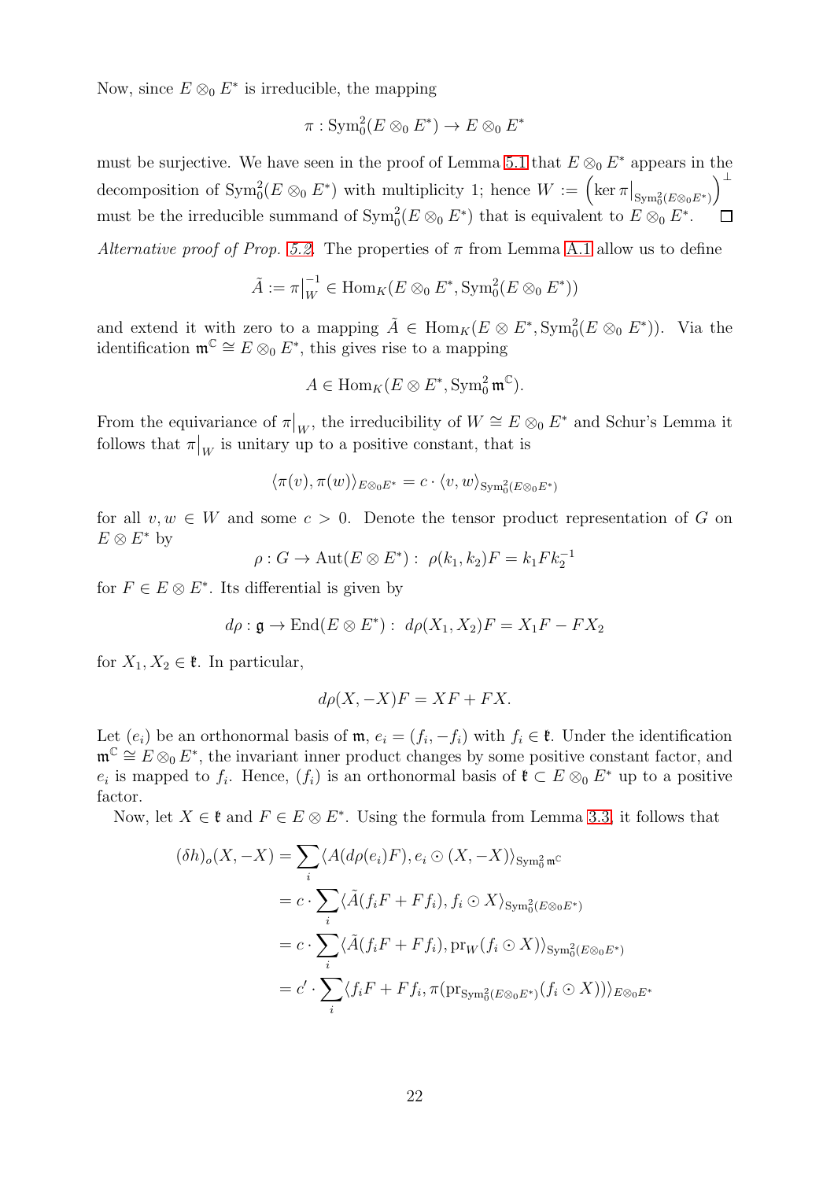Now, since $E \otimes_0 E^*$ is irreducible, the mapping

$$\pi : \mathrm{Sym}^2_0(E \otimes_0 E^*) \to E \otimes_0 E^*$$

must be surjective. We have seen in the proof of Lemma 5.1 that $E \otimes_0 E^*$ appears in the decomposition of $\mathrm{Sym}^2_0(E \otimes_0 E^*)$ with multiplicity 1; hence $W := \left(\ker \pi\big|_{\mathrm{Sym}^2_0(E\otimes_0 E^*)}\right)^\perp$ must be the irreducible summand of $\mathrm{Sym}^2_0(E \otimes_0 E^*)$ that is equivalent to $E \otimes_0 E^*$. $\square$

*Alternative proof of Prop. 5.2.* The properties of $\pi$ from Lemma A.1 allow us to define

$$\tilde{A} := \pi\big|_W^{-1} \in \mathrm{Hom}_K(E \otimes_0 E^*, \mathrm{Sym}^2_0(E \otimes_0 E^*))$$

and extend it with zero to a mapping $\tilde{A} \in \mathrm{Hom}_K(E \otimes E^*, \mathrm{Sym}^2_0(E \otimes_0 E^*))$. Via the identification $\mathfrak{m}^{\mathbb{C}} \cong E \otimes_0 E^*$, this gives rise to a mapping

$$A \in \mathrm{Hom}_K(E \otimes E^*, \mathrm{Sym}^2_0 \mathfrak{m}^{\mathbb{C}}).$$

From the equivariance of $\pi\big|_W$, the irreducibility of $W \cong E \otimes_0 E^*$ and Schur's Lemma it follows that $\pi\big|_W$ is unitary up to a positive constant, that is

$$\langle \pi(v), \pi(w) \rangle_{E\otimes_0 E^*} = c \cdot \langle v, w \rangle_{\mathrm{Sym}^2_0(E\otimes_0 E^*)}$$

for all $v, w \in W$ and some $c > 0$. Denote the tensor product representation of $G$ on $E \otimes E^*$ by

$$\rho : G \to \mathrm{Aut}(E \otimes E^*) : \ \rho(k_1, k_2)F = k_1 F k_2^{-1}$$

for $F \in E \otimes E^*$. Its differential is given by

$$d\rho : \mathfrak{g} \to \mathrm{End}(E \otimes E^*) : \ d\rho(X_1, X_2)F = X_1 F - F X_2$$

for $X_1, X_2 \in \mathfrak{k}$. In particular,

$$d\rho(X, -X)F = XF + FX.$$

Let $(e_i)$ be an orthonormal basis of $\mathfrak{m}$, $e_i = (f_i, -f_i)$ with $f_i \in \mathfrak{k}$. Under the identification $\mathfrak{m}^{\mathbb{C}} \cong E \otimes_0 E^*$, the invariant inner product changes by some positive constant factor, and $e_i$ is mapped to $f_i$. Hence, $(f_i)$ is an orthonormal basis of $\mathfrak{k} \subset E \otimes_0 E^*$ up to a positive factor.

Now, let $X \in \mathfrak{k}$ and $F \in E \otimes E^*$. Using the formula from Lemma 3.3, it follows that

$$\begin{aligned}
(\delta h)_o(X, -X) &= \sum_i \langle A(d\rho(e_i)F), e_i \odot (X, -X) \rangle_{\mathrm{Sym}^2_0 \mathfrak{m}^{\mathbb{C}}} \\
&= c \cdot \sum_i \langle \tilde{A}(f_i F + F f_i), f_i \odot X \rangle_{\mathrm{Sym}^2_0(E\otimes_0 E^*)} \\
&= c \cdot \sum_i \langle \tilde{A}(f_i F + F f_i), \mathrm{pr}_W(f_i \odot X) \rangle_{\mathrm{Sym}^2_0(E\otimes_0 E^*)} \\
&= c' \cdot \sum_i \langle f_i F + F f_i, \pi(\mathrm{pr}_{\mathrm{Sym}^2_0(E\otimes_0 E^*)}(f_i \odot X)) \rangle_{E\otimes_0 E^*}
\end{aligned}$$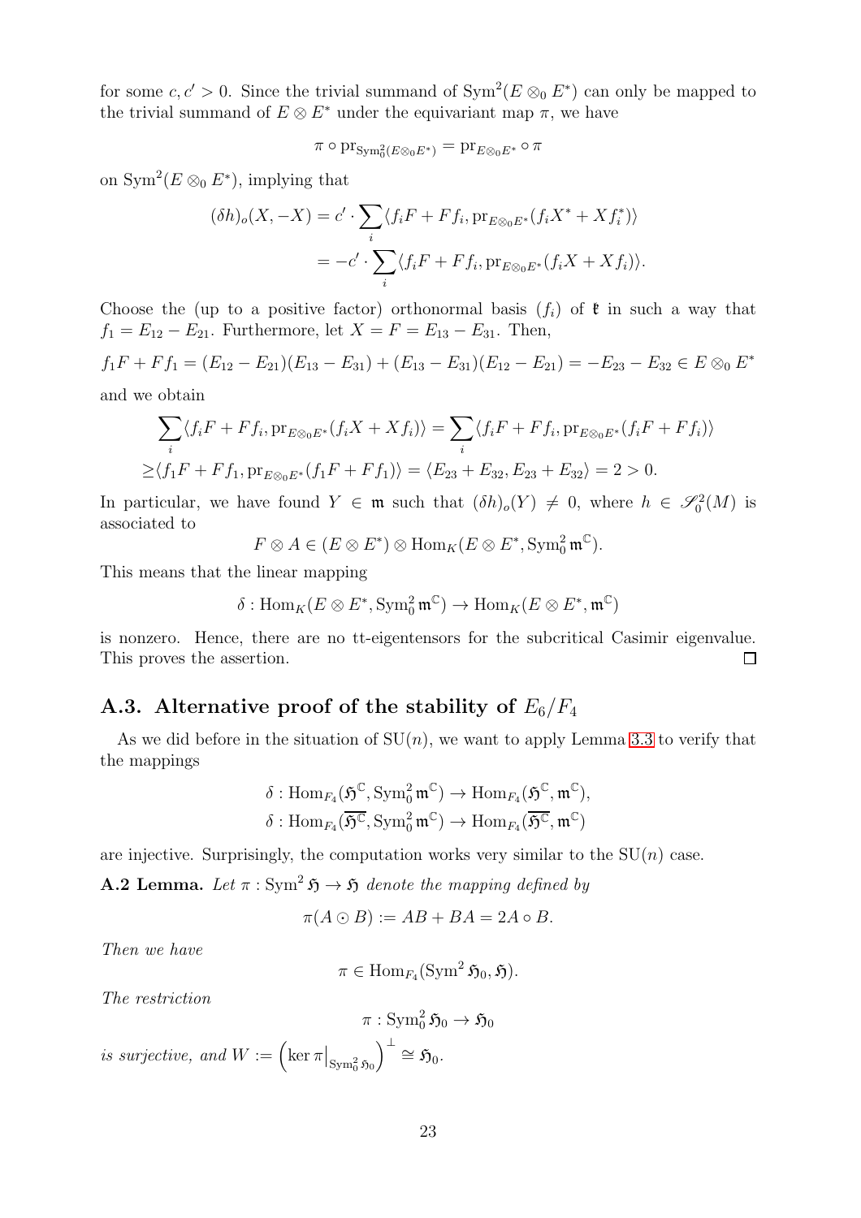for some $c, c' > 0$. Since the trivial summand of $\mathrm{Sym}^2(E \otimes_0 E^*)$ can only be mapped to the trivial summand of $E \otimes E^*$ under the equivariant map $\pi$, we have

$$\pi \circ \mathrm{pr}_{\mathrm{Sym}^2_0(E\otimes_0 E^*)} = \mathrm{pr}_{E\otimes_0 E^*} \circ \pi$$

on $\mathrm{Sym}^2(E \otimes_0 E^*)$, implying that

$$\begin{aligned}
(\delta h)_o(X, -X) &= c' \cdot \sum_i \langle f_i F + F f_i, \mathrm{pr}_{E\otimes_0 E^*}(f_i X^* + X f_i^*)\rangle \\
&= -c' \cdot \sum_i \langle f_i F + F f_i, \mathrm{pr}_{E\otimes_0 E^*}(f_i X + X f_i)\rangle.
\end{aligned}$$

Choose the (up to a positive factor) orthonormal basis $(f_i)$ of $\mathfrak{k}$ in such a way that $f_1 = E_{12} - E_{21}$. Furthermore, let $X = F = E_{13} - E_{31}$. Then,

$$f_1 F + F f_1 = (E_{12} - E_{21})(E_{13} - E_{31}) + (E_{13} - E_{31})(E_{12} - E_{21}) = -E_{23} - E_{32} \in E \otimes_0 E^*$$

and we obtain

$$\begin{aligned}
&\sum_i \langle f_i F + F f_i, \mathrm{pr}_{E\otimes_0 E^*}(f_i X + X f_i)\rangle = \sum_i \langle f_i F + F f_i, \mathrm{pr}_{E\otimes_0 E^*}(f_i F + F f_i)\rangle \\
\geq &\langle f_1 F + F f_1, \mathrm{pr}_{E\otimes_0 E^*}(f_1 F + F f_1)\rangle = \langle E_{23} + E_{32}, E_{23} + E_{32}\rangle = 2 > 0.
\end{aligned}$$

In particular, we have found $Y \in \mathfrak{m}$ such that $(\delta h)_o(Y) \neq 0$, where $h \in \mathscr{S}^2_0(M)$ is associated to

$$F \otimes A \in (E \otimes E^*) \otimes \mathrm{Hom}_K(E \otimes E^*, \mathrm{Sym}^2_0 \mathfrak{m}^{\mathbb{C}}).$$

This means that the linear mapping

$$\delta : \mathrm{Hom}_K(E \otimes E^*, \mathrm{Sym}^2_0 \mathfrak{m}^{\mathbb{C}}) \to \mathrm{Hom}_K(E \otimes E^*, \mathfrak{m}^{\mathbb{C}})$$

is nonzero. Hence, there are no tt-eigentensors for the subcritical Casimir eigenvalue. This proves the assertion. $\square$

## A.3. Alternative proof of the stability of $E_6/F_4$

As we did before in the situation of $\mathrm{SU}(n)$, we want to apply Lemma 3.3 to verify that the mappings

$$\begin{aligned}
\delta &: \mathrm{Hom}_{F_4}(\mathfrak{H}^{\mathbb{C}}, \mathrm{Sym}^2_0 \mathfrak{m}^{\mathbb{C}}) \to \mathrm{Hom}_{F_4}(\mathfrak{H}^{\mathbb{C}}, \mathfrak{m}^{\mathbb{C}}), \\
\delta &: \mathrm{Hom}_{F_4}(\overline{\mathfrak{H}^{\mathbb{C}}}, \mathrm{Sym}^2_0 \mathfrak{m}^{\mathbb{C}}) \to \mathrm{Hom}_{F_4}(\overline{\mathfrak{H}^{\mathbb{C}}}, \mathfrak{m}^{\mathbb{C}})
\end{aligned}$$

are injective. Surprisingly, the computation works very similar to the $\mathrm{SU}(n)$ case.

**A.2 Lemma.** *Let $\pi : \mathrm{Sym}^2 \mathfrak{H} \to \mathfrak{H}$ denote the mapping defined by*

$$\pi(A \odot B) := AB + BA = 2A \circ B.$$

*Then we have*

$$\pi \in \mathrm{Hom}_{F_4}(\mathrm{Sym}^2 \mathfrak{H}_0, \mathfrak{H}).$$

*The restriction*

$$\pi : \mathrm{Sym}^2_0 \mathfrak{H}_0 \to \mathfrak{H}_0$$

*is surjective, and* $W := \left(\ker \pi\big|_{\mathrm{Sym}^2_0 \mathfrak{H}_0}\right)^{\perp} \cong \mathfrak{H}_0$.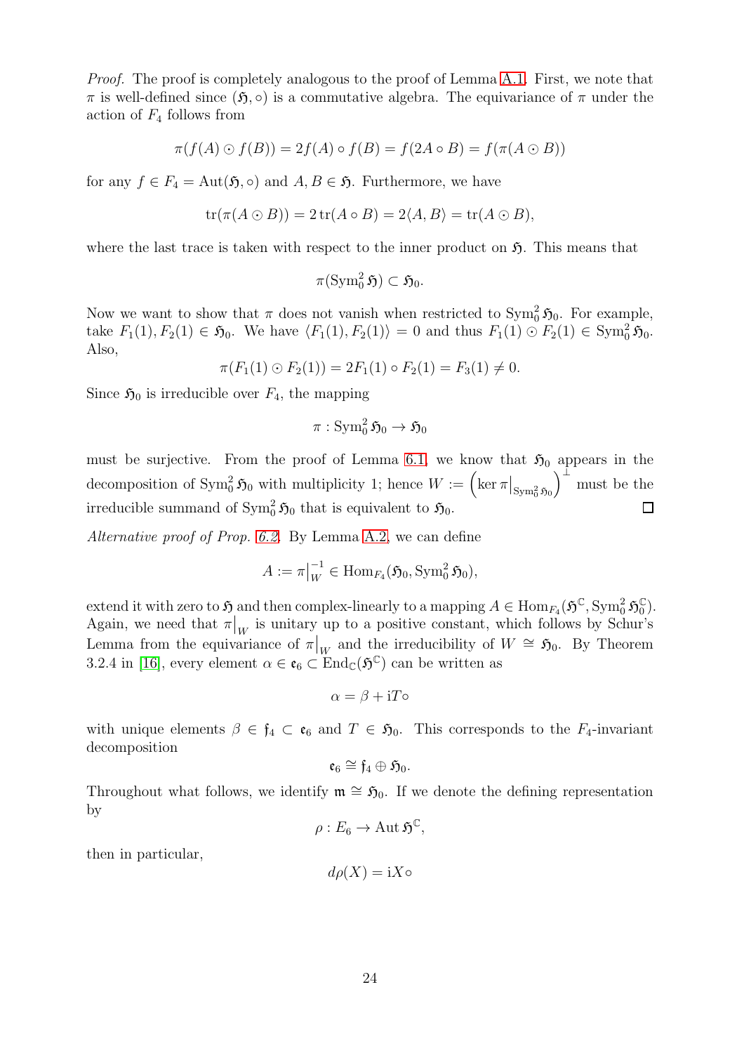*Proof.* The proof is completely analogous to the proof of Lemma A.1. First, we note that $\pi$ is well-defined since $(\mathfrak{H}, \circ)$ is a commutative algebra. The equivariance of $\pi$ under the action of $F_4$ follows from

$$\pi(f(A) \odot f(B)) = 2f(A) \circ f(B) = f(2A \circ B) = f(\pi(A \odot B))$$

for any $f \in F_4 = \mathrm{Aut}(\mathfrak{H}, \circ)$ and $A, B \in \mathfrak{H}$. Furthermore, we have

$$\mathrm{tr}(\pi(A \odot B)) = 2\,\mathrm{tr}(A \circ B) = 2\langle A, B\rangle = \mathrm{tr}(A \odot B),$$

where the last trace is taken with respect to the inner product on $\mathfrak{H}$. This means that

$$\pi(\mathrm{Sym}^2_0 \mathfrak{H}) \subset \mathfrak{H}_0.$$

Now we want to show that $\pi$ does not vanish when restricted to $\mathrm{Sym}^2_0 \mathfrak{H}_0$. For example, take $F_1(1), F_2(1) \in \mathfrak{H}_0$. We have $\langle F_1(1), F_2(1)\rangle = 0$ and thus $F_1(1) \odot F_2(1) \in \mathrm{Sym}^2_0 \mathfrak{H}_0$. Also,

$$\pi(F_1(1) \odot F_2(1)) = 2F_1(1) \circ F_2(1) = F_3(1) \neq 0.$$

Since $\mathfrak{H}_0$ is irreducible over $F_4$, the mapping

$$\pi : \mathrm{Sym}^2_0 \mathfrak{H}_0 \to \mathfrak{H}_0$$

must be surjective. From the proof of Lemma 6.1, we know that $\mathfrak{H}_0$ appears in the decomposition of $\mathrm{Sym}^2_0 \mathfrak{H}_0$ with multiplicity 1; hence $W := \left(\ker \pi\big|_{\mathrm{Sym}^2_0 \mathfrak{H}_0}\right)^{\perp}$ must be the irreducible summand of $\mathrm{Sym}^2_0 \mathfrak{H}_0$ that is equivalent to $\mathfrak{H}_0$. $\square$

*Alternative proof of Prop. 6.2.* By Lemma A.2, we can define

$$A := \pi\big|_W^{-1} \in \mathrm{Hom}_{F_4}(\mathfrak{H}_0, \mathrm{Sym}^2_0 \mathfrak{H}_0),$$

extend it with zero to $\mathfrak{H}$ and then complex-linearly to a mapping $A \in \mathrm{Hom}_{F_4}(\mathfrak{H}^{\mathbb{C}}, \mathrm{Sym}^2_0 \mathfrak{H}^{\mathbb{C}}_0)$. Again, we need that $\pi\big|_W$ is unitary up to a positive constant, which follows by Schur's Lemma from the equivariance of $\pi\big|_W$ and the irreducibility of $W \cong \mathfrak{H}_0$. By Theorem 3.2.4 in [16], every element $\alpha \in \mathfrak{e}_6 \subset \mathrm{End}_{\mathbb{C}}(\mathfrak{H}^{\mathbb{C}})$ can be written as

$$\alpha = \beta + \mathrm{i}T\circ$$

with unique elements $\beta \in \mathfrak{f}_4 \subset \mathfrak{e}_6$ and $T \in \mathfrak{H}_0$. This corresponds to the $F_4$-invariant decomposition

$$\mathfrak{e}_6 \cong \mathfrak{f}_4 \oplus \mathfrak{H}_0.$$

Throughout what follows, we identify $\mathfrak{m} \cong \mathfrak{H}_0$. If we denote the defining representation by

$$\rho : E_6 \to \mathrm{Aut}\,\mathfrak{H}^{\mathbb{C}},$$

then in particular,

$$d\rho(X) = \mathrm{i}X\circ$$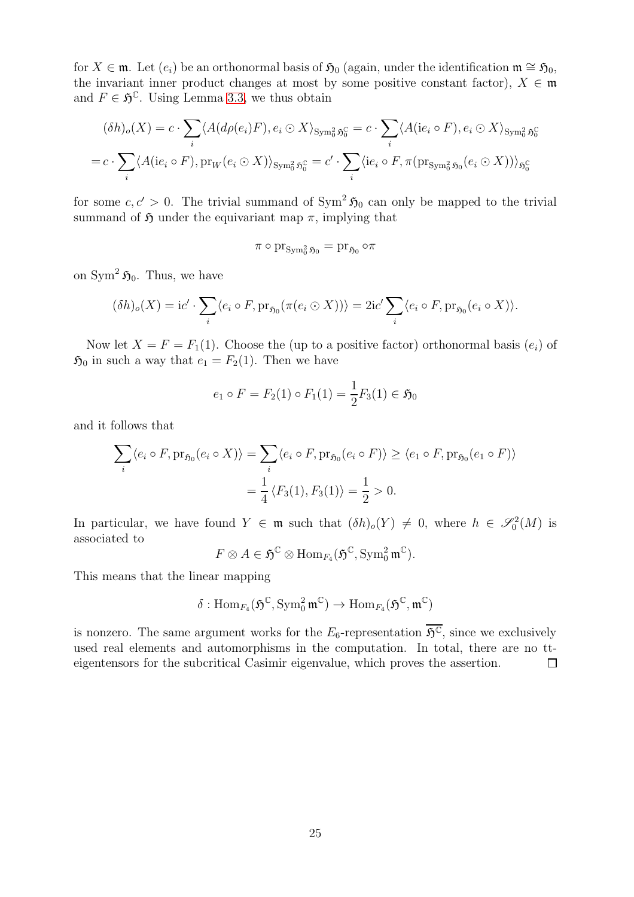for $X \in \mathfrak{m}$. Let $(e_i)$ be an orthonormal basis of $\mathfrak{H}_0$ (again, under the identification $\mathfrak{m} \cong \mathfrak{H}_0$, the invariant inner product changes at most by some positive constant factor), $X \in \mathfrak{m}$ and $F \in \mathfrak{H}^{\mathbb{C}}$. Using Lemma 3.3, we thus obtain

$$
\begin{aligned}
(\delta h)_o(X) &= c \cdot \sum_i \langle A(d\rho(e_i)F), e_i \odot X\rangle_{\mathrm{Sym}^2_0 \mathfrak{H}_0^{\mathbb{C}}} = c \cdot \sum_i \langle A(\mathrm{i}e_i \circ F), e_i \odot X\rangle_{\mathrm{Sym}^2_0 \mathfrak{H}_0^{\mathbb{C}}} \\
&= c \cdot \sum_i \langle A(\mathrm{i}e_i \circ F), \mathrm{pr}_W(e_i \odot X)\rangle_{\mathrm{Sym}^2_0 \mathfrak{H}_0^{\mathbb{C}}} = c' \cdot \sum_i \langle \mathrm{i}e_i \circ F, \pi(\mathrm{pr}_{\mathrm{Sym}^2_0 \mathfrak{H}_0}(e_i \odot X))\rangle_{\mathfrak{H}_0^{\mathbb{C}}}
\end{aligned}
$$

for some $c, c' > 0$. The trivial summand of $\mathrm{Sym}^2 \mathfrak{H}_0$ can only be mapped to the trivial summand of $\mathfrak{H}$ under the equivariant map $\pi$, implying that

$$
\pi \circ \mathrm{pr}_{\mathrm{Sym}^2_0 \mathfrak{H}_0} = \mathrm{pr}_{\mathfrak{H}_0} \circ \pi
$$

on $\mathrm{Sym}^2 \mathfrak{H}_0$. Thus, we have

$$
(\delta h)_o(X) = \mathrm{i}c' \cdot \sum_i \langle e_i \circ F, \mathrm{pr}_{\mathfrak{H}_0}(\pi(e_i \odot X))\rangle = 2\mathrm{i}c' \sum_i \langle e_i \circ F, \mathrm{pr}_{\mathfrak{H}_0}(e_i \circ X)\rangle.
$$

Now let $X = F = F_1(1)$. Choose the (up to a positive factor) orthonormal basis $(e_i)$ of $\mathfrak{H}_0$ in such a way that $e_1 = F_2(1)$. Then we have

$$
e_1 \circ F = F_2(1) \circ F_1(1) = \frac{1}{2} F_3(1) \in \mathfrak{H}_0
$$

and it follows that

$$
\begin{aligned}
\sum_i \langle e_i \circ F, \mathrm{pr}_{\mathfrak{H}_0}(e_i \circ X)\rangle &= \sum_i \langle e_i \circ F, \mathrm{pr}_{\mathfrak{H}_0}(e_i \circ F)\rangle \geq \langle e_1 \circ F, \mathrm{pr}_{\mathfrak{H}_0}(e_1 \circ F)\rangle \\
&= \frac{1}{4} \langle F_3(1), F_3(1)\rangle = \frac{1}{2} > 0.
\end{aligned}
$$

In particular, we have found $Y \in \mathfrak{m}$ such that $(\delta h)_o(Y) \neq 0$, where $h \in \mathscr{S}^2_0(M)$ is associated to

$$
F \otimes A \in \mathfrak{H}^{\mathbb{C}} \otimes \mathrm{Hom}_{F_4}(\mathfrak{H}^{\mathbb{C}}, \mathrm{Sym}^2_0 \mathfrak{m}^{\mathbb{C}}).
$$

This means that the linear mapping

$$
\delta : \mathrm{Hom}_{F_4}(\mathfrak{H}^{\mathbb{C}}, \mathrm{Sym}^2_0 \mathfrak{m}^{\mathbb{C}}) \to \mathrm{Hom}_{F_4}(\mathfrak{H}^{\mathbb{C}}, \mathfrak{m}^{\mathbb{C}})
$$

is nonzero. The same argument works for the $E_6$-representation $\overline{\mathfrak{H}^{\mathbb{C}}}$, since we exclusively used real elements and automorphisms in the computation. In total, there are no tt-eigentensors for the subcritical Casimir eigenvalue, which proves the assertion. $\square$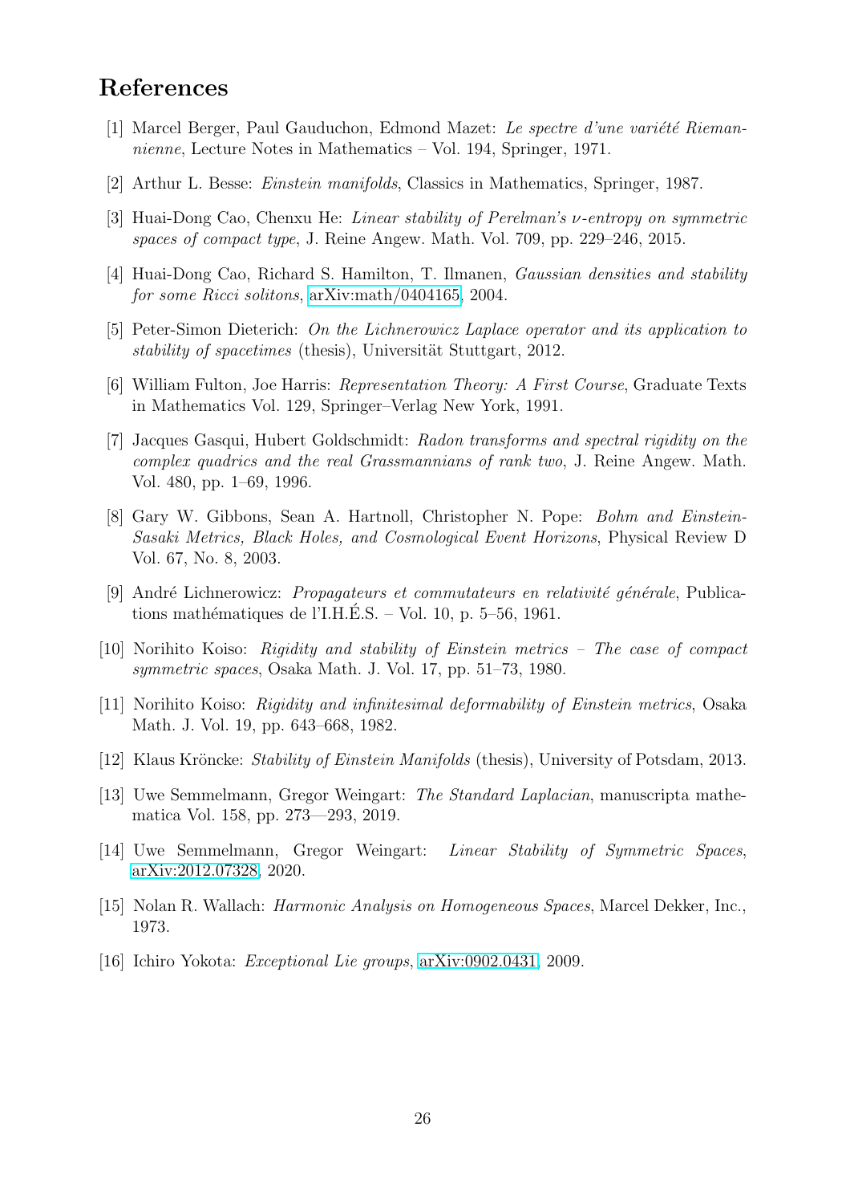## References

[1] Marcel Berger, Paul Gauduchon, Edmond Mazet: *Le spectre d'une variété Riemannienne*, Lecture Notes in Mathematics – Vol. 194, Springer, 1971.

[2] Arthur L. Besse: *Einstein manifolds*, Classics in Mathematics, Springer, 1987.

[3] Huai-Dong Cao, Chenxu He: *Linear stability of Perelman's $\nu$-entropy on symmetric spaces of compact type*, J. Reine Angew. Math. Vol. 709, pp. 229–246, 2015.

[4] Huai-Dong Cao, Richard S. Hamilton, T. Ilmanen, *Gaussian densities and stability for some Ricci solitons*, arXiv:math/0404165, 2004.

[5] Peter-Simon Dieterich: *On the Lichnerowicz Laplace operator and its application to stability of spacetimes* (thesis), Universität Stuttgart, 2012.

[6] William Fulton, Joe Harris: *Representation Theory: A First Course*, Graduate Texts in Mathematics Vol. 129, Springer–Verlag New York, 1991.

[7] Jacques Gasqui, Hubert Goldschmidt: *Radon transforms and spectral rigidity on the complex quadrics and the real Grassmannians of rank two*, J. Reine Angew. Math. Vol. 480, pp. 1–69, 1996.

[8] Gary W. Gibbons, Sean A. Hartnoll, Christopher N. Pope: *Bohm and Einstein-Sasaki Metrics, Black Holes, and Cosmological Event Horizons*, Physical Review D Vol. 67, No. 8, 2003.

[9] André Lichnerowicz: *Propagateurs et commutateurs en relativité générale*, Publications mathématiques de l'I.H.É.S. – Vol. 10, p. 5–56, 1961.

[10] Norihito Koiso: *Rigidity and stability of Einstein metrics – The case of compact symmetric spaces*, Osaka Math. J. Vol. 17, pp. 51–73, 1980.

[11] Norihito Koiso: *Rigidity and infinitesimal deformability of Einstein metrics*, Osaka Math. J. Vol. 19, pp. 643–668, 1982.

[12] Klaus Kröncke: *Stability of Einstein Manifolds* (thesis), University of Potsdam, 2013.

[13] Uwe Semmelmann, Gregor Weingart: *The Standard Laplacian*, manuscripta mathematica Vol. 158, pp. 273—293, 2019.

[14] Uwe Semmelmann, Gregor Weingart: *Linear Stability of Symmetric Spaces*, arXiv:2012.07328, 2020.

[15] Nolan R. Wallach: *Harmonic Analysis on Homogeneous Spaces*, Marcel Dekker, Inc., 1973.

[16] Ichiro Yokota: *Exceptional Lie groups*, arXiv:0902.0431, 2009.